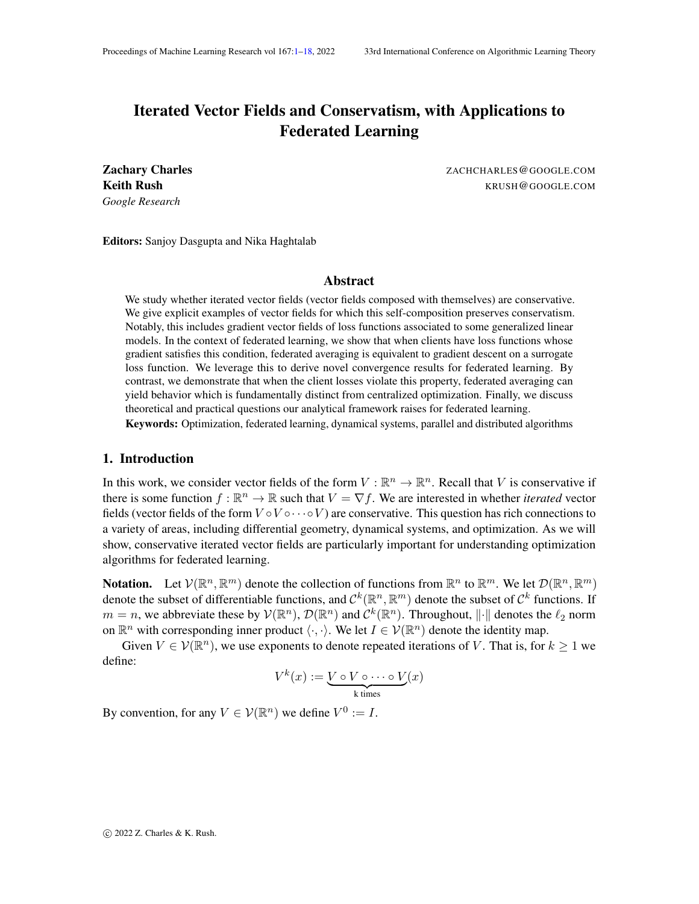# Iterated Vector Fields and Conservatism, with Applications to Federated Learning

**Zachary Charles** ZACHCHARLES@GOOGLE.COM
**Keith Rush** KRUSH@GOOGLE.COM
*Google Research*

**Editors:** Sanjoy Dasgupta and Nika Haghtalab

## Abstract

We study whether iterated vector fields (vector fields composed with themselves) are conservative. We give explicit examples of vector fields for which this self-composition preserves conservatism. Notably, this includes gradient vector fields of loss functions associated to some generalized linear models. In the context of federated learning, we show that when clients have loss functions whose gradient satisfies this condition, federated averaging is equivalent to gradient descent on a surrogate loss function. We leverage this to derive novel convergence results for federated learning. By contrast, we demonstrate that when the client losses violate this property, federated averaging can yield behavior which is fundamentally distinct from centralized optimization. Finally, we discuss theoretical and practical questions our analytical framework raises for federated learning.

**Keywords:** Optimization, federated learning, dynamical systems, parallel and distributed algorithms

## 1. Introduction

In this work, we consider vector fields of the form $V : \mathbb{R}^n \to \mathbb{R}^n$. Recall that $V$ is conservative if there is some function $f : \mathbb{R}^n \to \mathbb{R}$ such that $V = \nabla f$. We are interested in whether *iterated* vector fields (vector fields of the form $V \circ V \circ \cdots \circ V$) are conservative. This question has rich connections to a variety of areas, including differential geometry, dynamical systems, and optimization. As we will show, conservative iterated vector fields are particularly important for understanding optimization algorithms for federated learning.

**Notation.** Let $\mathcal{V}(\mathbb{R}^n, \mathbb{R}^m)$ denote the collection of functions from $\mathbb{R}^n$ to $\mathbb{R}^m$. We let $\mathcal{D}(\mathbb{R}^n, \mathbb{R}^m)$ denote the subset of differentiable functions, and $\mathcal{C}^k(\mathbb{R}^n, \mathbb{R}^m)$ denote the subset of $\mathcal{C}^k$ functions. If $m = n$, we abbreviate these by $\mathcal{V}(\mathbb{R}^n)$, $\mathcal{D}(\mathbb{R}^n)$ and $\mathcal{C}^k(\mathbb{R}^n)$. Throughout, $\|\cdot\|$ denotes the $\ell_2$ norm on $\mathbb{R}^n$ with corresponding inner product $\langle \cdot, \cdot \rangle$. We let $I \in \mathcal{V}(\mathbb{R}^n)$ denote the identity map.

Given $V \in \mathcal{V}(\mathbb{R}^n)$, we use exponents to denote repeated iterations of $V$. That is, for $k \geq 1$ we define:

$$V^k(x) := \underbrace{V \circ V \circ \cdots \circ V}_{\text{k times}}(x)$$

By convention, for any $V \in \mathcal{V}(\mathbb{R}^n)$ we define $V^0 := I$.

© 2022 Z. Charles & K. Rush.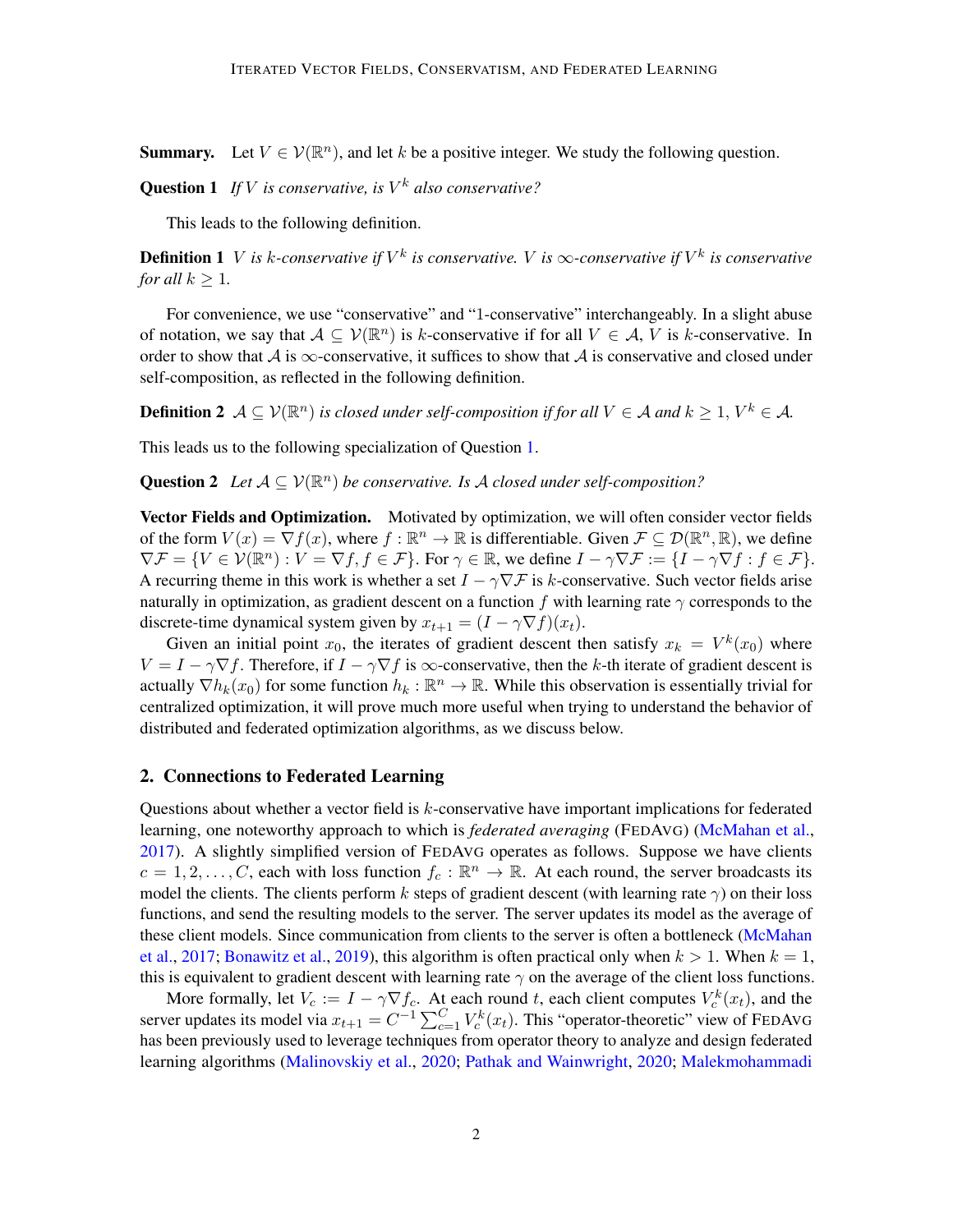**Summary.** Let $V \in \mathcal{V}(\mathbb{R}^n)$, and let $k$ be a positive integer. We study the following question.

**Question 1** *If $V$ is conservative, is $V^k$ also conservative?*

This leads to the following definition.

**Definition 1** *$V$ is $k$-conservative if $V^k$ is conservative. $V$ is $\infty$-conservative if $V^k$ is conservative for all $k \geq 1$.*

For convenience, we use "conservative" and "1-conservative" interchangeably. In a slight abuse of notation, we say that $\mathcal{A} \subseteq \mathcal{V}(\mathbb{R}^n)$ is $k$-conservative if for all $V \in \mathcal{A}$, $V$ is $k$-conservative. In order to show that $\mathcal{A}$ is $\infty$-conservative, it suffices to show that $\mathcal{A}$ is conservative and closed under self-composition, as reflected in the following definition.

**Definition 2** *$\mathcal{A} \subseteq \mathcal{V}(\mathbb{R}^n)$ is closed under self-composition if for all $V \in \mathcal{A}$ and $k \geq 1$, $V^k \in \mathcal{A}$.*

This leads us to the following specialization of Question 1.

**Question 2** *Let $\mathcal{A} \subseteq \mathcal{V}(\mathbb{R}^n)$ be conservative. Is $\mathcal{A}$ closed under self-composition?*

**Vector Fields and Optimization.** Motivated by optimization, we will often consider vector fields of the form $V(x) = \nabla f(x)$, where $f : \mathbb{R}^n \to \mathbb{R}$ is differentiable. Given $\mathcal{F} \subseteq \mathcal{D}(\mathbb{R}^n, \mathbb{R})$, we define $\nabla\mathcal{F} = \{V \in \mathcal{V}(\mathbb{R}^n) : V = \nabla f, f \in \mathcal{F}\}$. For $\gamma \in \mathbb{R}$, we define $I - \gamma\nabla\mathcal{F} := \{I - \gamma\nabla f : f \in \mathcal{F}\}$. A recurring theme in this work is whether a set $I - \gamma\nabla\mathcal{F}$ is $k$-conservative. Such vector fields arise naturally in optimization, as gradient descent on a function $f$ with learning rate $\gamma$ corresponds to the discrete-time dynamical system given by $x_{t+1} = (I - \gamma\nabla f)(x_t)$.

Given an initial point $x_0$, the iterates of gradient descent then satisfy $x_k = V^k(x_0)$ where $V = I - \gamma\nabla f$. Therefore, if $I - \gamma\nabla f$ is $\infty$-conservative, then the $k$-th iterate of gradient descent is actually $\nabla h_k(x_0)$ for some function $h_k : \mathbb{R}^n \to \mathbb{R}$. While this observation is essentially trivial for centralized optimization, it will prove much more useful when trying to understand the behavior of distributed and federated optimization algorithms, as we discuss below.

## 2. Connections to Federated Learning

Questions about whether a vector field is $k$-conservative have important implications for federated learning, one noteworthy approach to which is *federated averaging* (FEDAVG) (McMahan et al., 2017). A slightly simplified version of FEDAVG operates as follows. Suppose we have clients $c = 1, 2, \ldots, C$, each with loss function $f_c : \mathbb{R}^n \to \mathbb{R}$. At each round, the server broadcasts its model the clients. The clients perform $k$ steps of gradient descent (with learning rate $\gamma$) on their loss functions, and send the resulting models to the server. The server updates its model as the average of these client models. Since communication from clients to the server is often a bottleneck (McMahan et al., 2017; Bonawitz et al., 2019), this algorithm is often practical only when $k > 1$. When $k = 1$, this is equivalent to gradient descent with learning rate $\gamma$ on the average of the client loss functions.

More formally, let $V_c := I - \gamma\nabla f_c$. At each round $t$, each client computes $V_c^k(x_t)$, and the server updates its model via $x_{t+1} = C^{-1}\sum_{c=1}^{C} V_c^k(x_t)$. This "operator-theoretic" view of FEDAVG has been previously used to leverage techniques from operator theory to analyze and design federated learning algorithms (Malinovskiy et al., 2020; Pathak and Wainwright, 2020; Malekmohammadi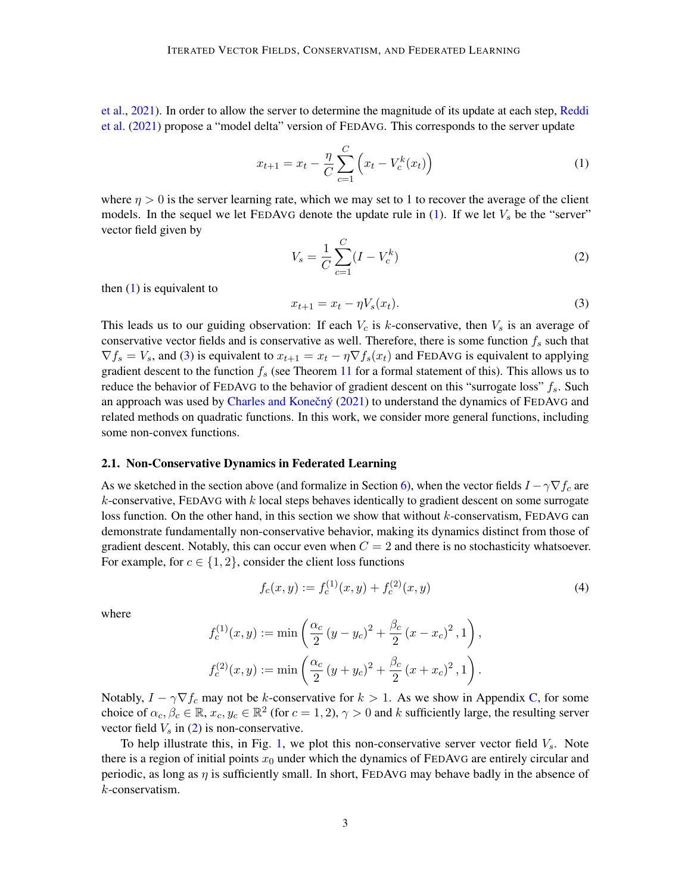et al., 2021). In order to allow the server to determine the magnitude of its update at each step, Reddi et al. (2021) propose a "model delta" version of FedAvg. This corresponds to the server update

$$x_{t+1} = x_t - \frac{\eta}{C} \sum_{c=1}^{C} \left( x_t - V_c^k(x_t) \right) \tag{1}$$

where $\eta > 0$ is the server learning rate, which we may set to 1 to recover the average of the client models. In the sequel we let FedAvg denote the update rule in (1). If we let $V_s$ be the "server" vector field given by

$$V_s = \frac{1}{C} \sum_{c=1}^{C} (I - V_c^k) \tag{2}$$

then (1) is equivalent to

$$x_{t+1} = x_t - \eta V_s(x_t). \tag{3}$$

This leads us to our guiding observation: If each $V_c$ is $k$-conservative, then $V_s$ is an average of conservative vector fields and is conservative as well. Therefore, there is some function $f_s$ such that $\nabla f_s = V_s$, and (3) is equivalent to $x_{t+1} = x_t - \eta \nabla f_s(x_t)$ and FedAvg is equivalent to applying gradient descent to the function $f_s$ (see Theorem 11 for a formal statement of this). This allows us to reduce the behavior of FedAvg to the behavior of gradient descent on this "surrogate loss" $f_s$. Such an approach was used by Charles and Konečný (2021) to understand the dynamics of FedAvg and related methods on quadratic functions. In this work, we consider more general functions, including some non-convex functions.

### 2.1. Non-Conservative Dynamics in Federated Learning

As we sketched in the section above (and formalize in Section 6), when the vector fields $I - \gamma \nabla f_c$ are $k$-conservative, FedAvg with $k$ local steps behaves identically to gradient descent on some surrogate loss function. On the other hand, in this section we show that without $k$-conservatism, FedAvg can demonstrate fundamentally non-conservative behavior, making its dynamics distinct from those of gradient descent. Notably, this can occur even when $C = 2$ and there is no stochasticity whatsoever. For example, for $c \in \{1, 2\}$, consider the client loss functions

$$f_c(x, y) := f_c^{(1)}(x, y) + f_c^{(2)}(x, y) \tag{4}$$

where

$$f_c^{(1)}(x, y) := \min\left( \frac{\alpha_c}{2} (y - y_c)^2 + \frac{\beta_c}{2} (x - x_c)^2, 1 \right),$$

$$f_c^{(2)}(x, y) := \min\left( \frac{\alpha_c}{2} (y + y_c)^2 + \frac{\beta_c}{2} (x + x_c)^2, 1 \right).$$

Notably, $I - \gamma \nabla f_c$ may not be $k$-conservative for $k > 1$. As we show in Appendix C, for some choice of $\alpha_c, \beta_c \in \mathbb{R}$, $x_c, y_c \in \mathbb{R}^2$ (for $c = 1, 2$), $\gamma > 0$ and $k$ sufficiently large, the resulting server vector field $V_s$ in (2) is non-conservative.

To help illustrate this, in Fig. 1, we plot this non-conservative server vector field $V_s$. Note there is a region of initial points $x_0$ under which the dynamics of FedAvg are entirely circular and periodic, as long as $\eta$ is sufficiently small. In short, FedAvg may behave badly in the absence of $k$-conservatism.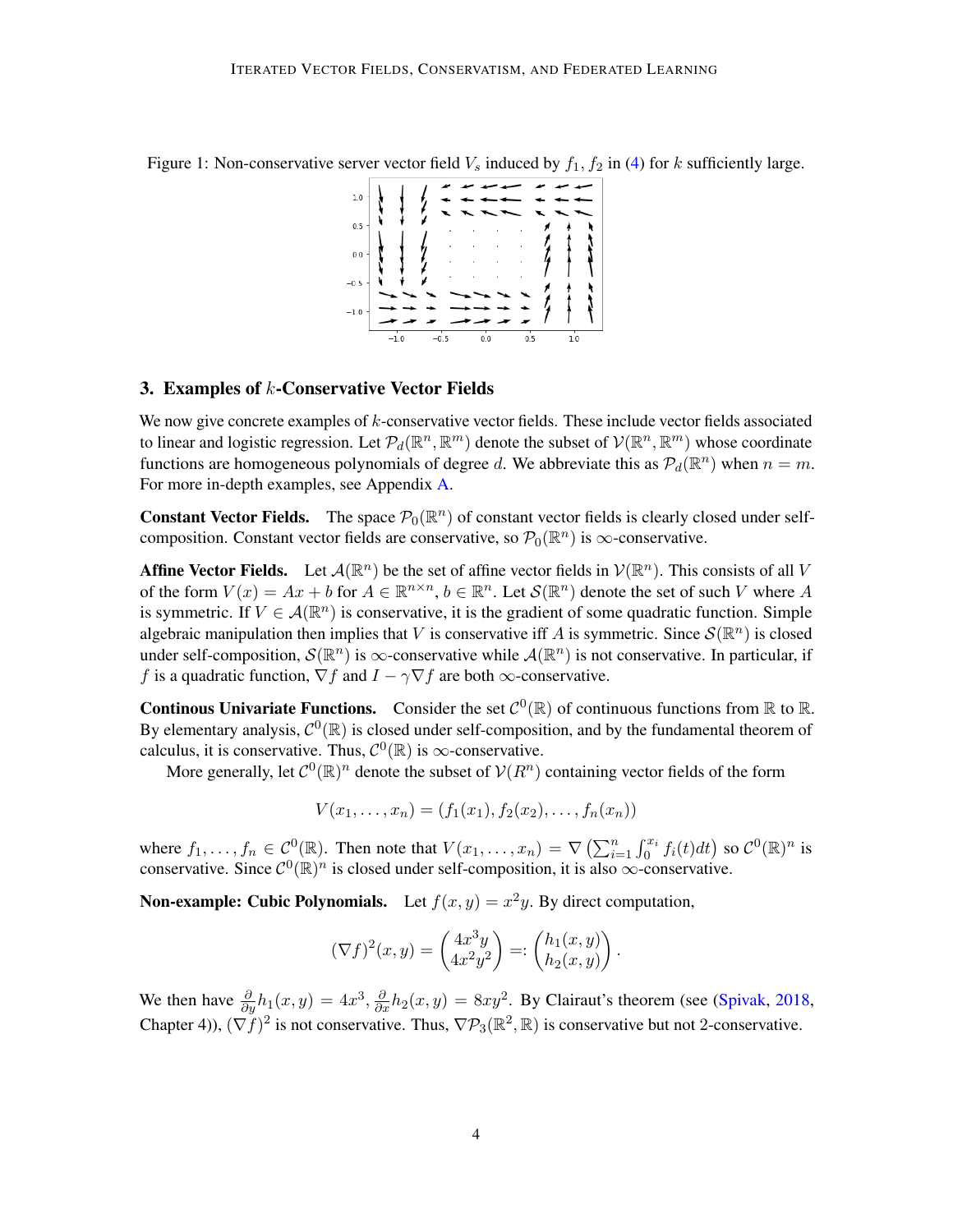Figure 1: Non-conservative server vector field $V_s$ induced by $f_1, f_2$ in (4) for $k$ sufficiently large.

## 3. Examples of $k$-Conservative Vector Fields

We now give concrete examples of $k$-conservative vector fields. These include vector fields associated to linear and logistic regression. Let $\mathcal{P}_d(\mathbb{R}^n, \mathbb{R}^m)$ denote the subset of $\mathcal{V}(\mathbb{R}^n, \mathbb{R}^m)$ whose coordinate functions are homogeneous polynomials of degree $d$. We abbreviate this as $\mathcal{P}_d(\mathbb{R}^n)$ when $n = m$. For more in-depth examples, see Appendix A.

**Constant Vector Fields.** The space $\mathcal{P}_0(\mathbb{R}^n)$ of constant vector fields is clearly closed under self-composition. Constant vector fields are conservative, so $\mathcal{P}_0(\mathbb{R}^n)$ is $\infty$-conservative.

**Affine Vector Fields.** Let $\mathcal{A}(\mathbb{R}^n)$ be the set of affine vector fields in $\mathcal{V}(\mathbb{R}^n)$. This consists of all $V$ of the form $V(x) = Ax + b$ for $A \in \mathbb{R}^{n \times n}$, $b \in \mathbb{R}^n$. Let $\mathcal{S}(\mathbb{R}^n)$ denote the set of such $V$ where $A$ is symmetric. If $V \in \mathcal{A}(\mathbb{R}^n)$ is conservative, it is the gradient of some quadratic function. Simple algebraic manipulation then implies that $V$ is conservative iff $A$ is symmetric. Since $\mathcal{S}(\mathbb{R}^n)$ is closed under self-composition, $\mathcal{S}(\mathbb{R}^n)$ is $\infty$-conservative while $\mathcal{A}(\mathbb{R}^n)$ is not conservative. In particular, if $f$ is a quadratic function, $\nabla f$ and $I - \gamma \nabla f$ are both $\infty$-conservative.

**Continous Univariate Functions.** Consider the set $\mathcal{C}^0(\mathbb{R})$ of continuous functions from $\mathbb{R}$ to $\mathbb{R}$. By elementary analysis, $\mathcal{C}^0(\mathbb{R})$ is closed under self-composition, and by the fundamental theorem of calculus, it is conservative. Thus, $\mathcal{C}^0(\mathbb{R})$ is $\infty$-conservative.

More generally, let $\mathcal{C}^0(\mathbb{R})^n$ denote the subset of $\mathcal{V}(R^n)$ containing vector fields of the form

$$V(x_1, \ldots, x_n) = (f_1(x_1), f_2(x_2), \ldots, f_n(x_n))$$

where $f_1, \ldots, f_n \in \mathcal{C}^0(\mathbb{R})$. Then note that $V(x_1, \ldots, x_n) = \nabla \left( \sum_{i=1}^n \int_0^{x_i} f_i(t) dt \right)$ so $\mathcal{C}^0(\mathbb{R})^n$ is conservative. Since $\mathcal{C}^0(\mathbb{R})^n$ is closed under self-composition, it is also $\infty$-conservative.

**Non-example: Cubic Polynomials.** Let $f(x, y) = x^2 y$. By direct computation,

$$(\nabla f)^2(x, y) = \begin{pmatrix} 4x^3 y \\ 4x^2 y^2 \end{pmatrix} =: \begin{pmatrix} h_1(x, y) \\ h_2(x, y) \end{pmatrix}.$$

We then have $\frac{\partial}{\partial y} h_1(x, y) = 4x^3$, $\frac{\partial}{\partial x} h_2(x, y) = 8xy^2$. By Clairaut's theorem (see (Spivak, 2018, Chapter 4)), $(\nabla f)^2$ is not conservative. Thus, $\nabla \mathcal{P}_3(\mathbb{R}^2, \mathbb{R})$ is conservative but not 2-conservative.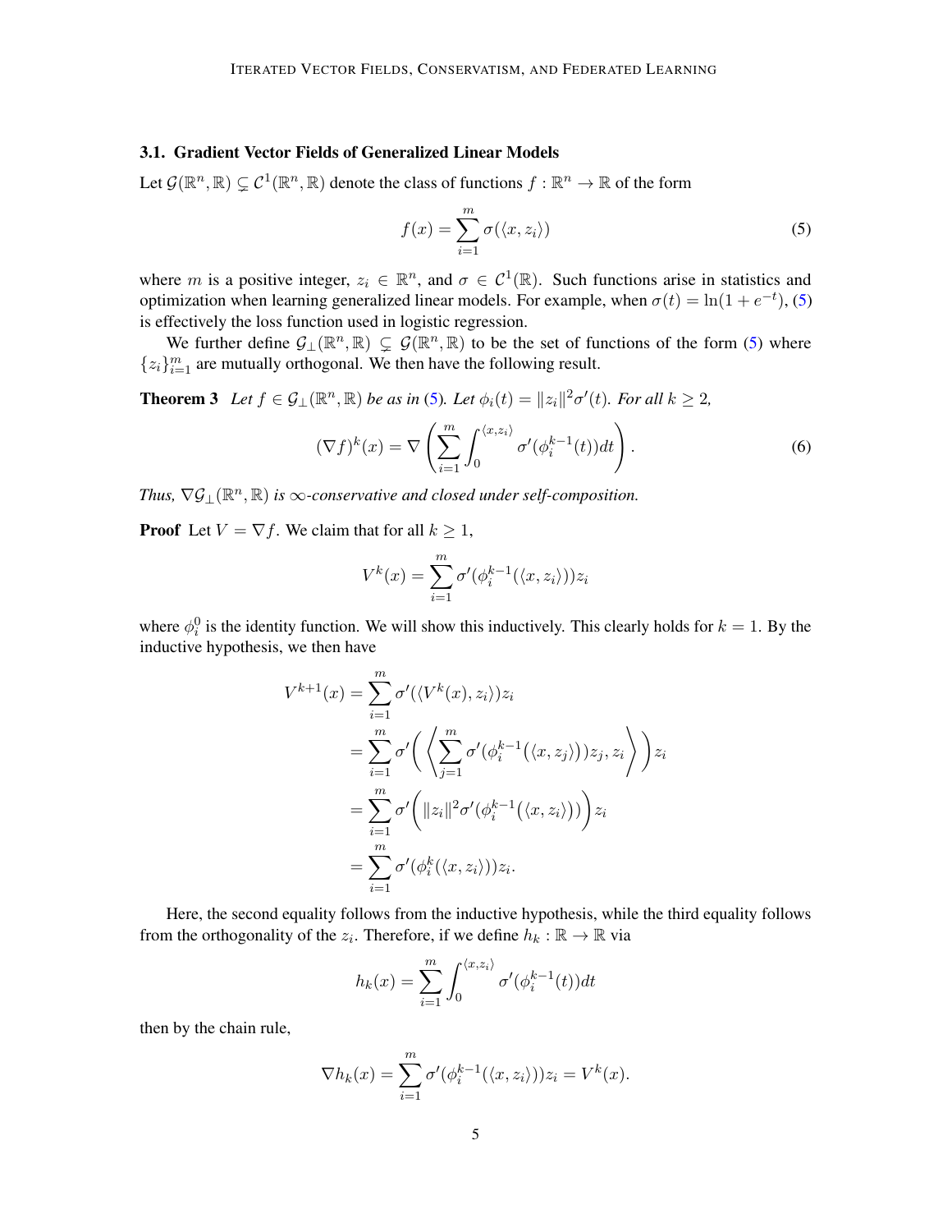### 3.1. Gradient Vector Fields of Generalized Linear Models

Let $\mathcal{G}(\mathbb{R}^n, \mathbb{R}) \subsetneq \mathcal{C}^1(\mathbb{R}^n, \mathbb{R})$ denote the class of functions $f : \mathbb{R}^n \to \mathbb{R}$ of the form

$$f(x) = \sum_{i=1}^{m} \sigma(\langle x, z_i \rangle) \tag{5}$$

where $m$ is a positive integer, $z_i \in \mathbb{R}^n$, and $\sigma \in \mathcal{C}^1(\mathbb{R})$. Such functions arise in statistics and optimization when learning generalized linear models. For example, when $\sigma(t) = \ln(1 + e^{-t})$, (5) is effectively the loss function used in logistic regression.

We further define $\mathcal{G}_\perp(\mathbb{R}^n, \mathbb{R}) \subsetneq \mathcal{G}(\mathbb{R}^n, \mathbb{R})$ to be the set of functions of the form (5) where $\{z_i\}_{i=1}^m$ are mutually orthogonal. We then have the following result.

**Theorem 3** *Let $f \in \mathcal{G}_\perp(\mathbb{R}^n, \mathbb{R})$ be as in (5). Let $\phi_i(t) = \|z_i\|^2 \sigma'(t)$. For all $k \geq 2$,*

$$(\nabla f)^k(x) = \nabla \left( \sum_{i=1}^{m} \int_0^{\langle x, z_i \rangle} \sigma'(\phi_i^{k-1}(t)) dt \right). \tag{6}$$

*Thus, $\nabla \mathcal{G}_\perp(\mathbb{R}^n, \mathbb{R})$ is $\infty$-conservative and closed under self-composition.*

**Proof** Let $V = \nabla f$. We claim that for all $k \geq 1$,

$$V^k(x) = \sum_{i=1}^{m} \sigma'(\phi_i^{k-1}(\langle x, z_i \rangle)) z_i$$

where $\phi_i^0$ is the identity function. We will show this inductively. This clearly holds for $k = 1$. By the inductive hypothesis, we then have

$$\begin{aligned}
V^{k+1}(x) &= \sum_{i=1}^{m} \sigma'(\langle V^k(x), z_i \rangle) z_i \\
&= \sum_{i=1}^{m} \sigma' \bigg( \bigg\langle \sum_{j=1}^{m} \sigma'(\phi_i^{k-1}\big(\langle x, z_j \rangle\big)) z_j, z_i \bigg\rangle \bigg) z_i \\
&= \sum_{i=1}^{m} \sigma' \bigg( \|z_i\|^2 \sigma'(\phi_i^{k-1}\big(\langle x, z_i \rangle\big)) \bigg) z_i \\
&= \sum_{i=1}^{m} \sigma'(\phi_i^k(\langle x, z_i \rangle)) z_i.
\end{aligned}$$

Here, the second equality follows from the inductive hypothesis, while the third equality follows from the orthogonality of the $z_i$. Therefore, if we define $h_k : \mathbb{R} \to \mathbb{R}$ via

$$h_k(x) = \sum_{i=1}^{m} \int_0^{\langle x, z_i \rangle} \sigma'(\phi_i^{k-1}(t)) dt$$

then by the chain rule,

$$\nabla h_k(x) = \sum_{i=1}^{m} \sigma'(\phi_i^{k-1}(\langle x, z_i \rangle)) z_i = V^k(x).$$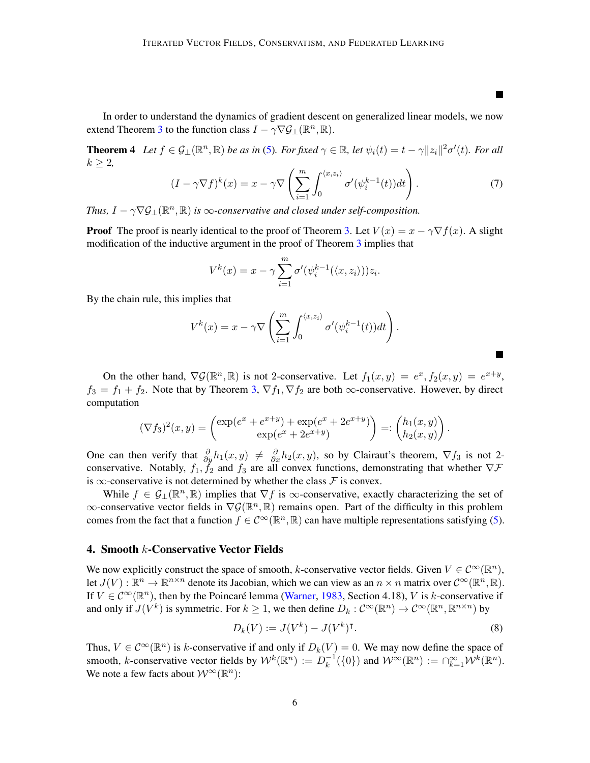■

In order to understand the dynamics of gradient descent on generalized linear models, we now extend Theorem 3 to the function class $I - \gamma\nabla\mathcal{G}_\perp(\mathbb{R}^n, \mathbb{R})$.

**Theorem 4** *Let $f \in \mathcal{G}_\perp(\mathbb{R}^n, \mathbb{R})$ be as in (5). For fixed $\gamma \in \mathbb{R}$, let $\psi_i(t) = t - \gamma\|z_i\|^2\sigma'(t)$. For all $k \geq 2$,*

$$(I - \gamma\nabla f)^k(x) = x - \gamma\nabla\left(\sum_{i=1}^m \int_0^{\langle x, z_i\rangle} \sigma'(\psi_i^{k-1}(t))dt\right). \tag{7}$$

*Thus, $I - \gamma\nabla\mathcal{G}_\perp(\mathbb{R}^n, \mathbb{R})$ is $\infty$-conservative and closed under self-composition.*

**Proof** The proof is nearly identical to the proof of Theorem 3. Let $V(x) = x - \gamma\nabla f(x)$. A slight modification of the inductive argument in the proof of Theorem 3 implies that

$$V^k(x) = x - \gamma\sum_{i=1}^m \sigma'(\psi_i^{k-1}(\langle x, z_i\rangle))z_i.$$

By the chain rule, this implies that

$$V^k(x) = x - \gamma\nabla\left(\sum_{i=1}^m \int_0^{\langle x, z_i\rangle} \sigma'(\psi_i^{k-1}(t))dt\right).$$

■

On the other hand, $\nabla\mathcal{G}(\mathbb{R}^n, \mathbb{R})$ is not 2-conservative. Let $f_1(x, y) = e^x, f_2(x, y) = e^{x+y}$, $f_3 = f_1 + f_2$. Note that by Theorem 3, $\nabla f_1, \nabla f_2$ are both $\infty$-conservative. However, by direct computation

$$(\nabla f_3)^2(x, y) = \begin{pmatrix} \exp(e^x + e^{x+y}) + \exp(e^x + 2e^{x+y}) \\ \exp(e^x + 2e^{x+y}) \end{pmatrix} =: \begin{pmatrix} h_1(x, y) \\ h_2(x, y) \end{pmatrix}.$$

One can then verify that $\frac{\partial}{\partial y}h_1(x, y) \neq \frac{\partial}{\partial x}h_2(x, y)$, so by Clairaut's theorem, $\nabla f_3$ is not 2-conservative. Notably, $f_1, f_2$ and $f_3$ are all convex functions, demonstrating that whether $\nabla\mathcal{F}$ is $\infty$-conservative is not determined by whether the class $\mathcal{F}$ is convex.

While $f \in \mathcal{G}_\perp(\mathbb{R}^n, \mathbb{R})$ implies that $\nabla f$ is $\infty$-conservative, exactly characterizing the set of $\infty$-conservative vector fields in $\nabla\mathcal{G}(\mathbb{R}^n, \mathbb{R})$ remains open. Part of the difficulty in this problem comes from the fact that a function $f \in \mathcal{C}^\infty(\mathbb{R}^n, \mathbb{R})$ can have multiple representations satisfying (5).

## 4. Smooth $k$-Conservative Vector Fields

We now explicitly construct the space of smooth, $k$-conservative vector fields. Given $V \in \mathcal{C}^\infty(\mathbb{R}^n)$, let $J(V) : \mathbb{R}^n \to \mathbb{R}^{n\times n}$ denote its Jacobian, which we can view as an $n \times n$ matrix over $\mathcal{C}^\infty(\mathbb{R}^n, \mathbb{R})$. If $V \in \mathcal{C}^\infty(\mathbb{R}^n)$, then by the Poincaré lemma (Warner, 1983, Section 4.18), $V$ is $k$-conservative if and only if $J(V^k)$ is symmetric. For $k \geq 1$, we then define $D_k : \mathcal{C}^\infty(\mathbb{R}^n) \to \mathcal{C}^\infty(\mathbb{R}^n, \mathbb{R}^{n\times n})$ by

$$D_k(V) := J(V^k) - J(V^k)^\intercal. \tag{8}$$

Thus, $V \in \mathcal{C}^\infty(\mathbb{R}^n)$ is $k$-conservative if and only if $D_k(V) = 0$. We may now define the space of smooth, $k$-conservative vector fields by $\mathcal{W}^k(\mathbb{R}^n) := D_k^{-1}(\{0\})$ and $\mathcal{W}^\infty(\mathbb{R}^n) := \cap_{k=1}^\infty \mathcal{W}^k(\mathbb{R}^n)$. We note a few facts about $\mathcal{W}^\infty(\mathbb{R}^n)$: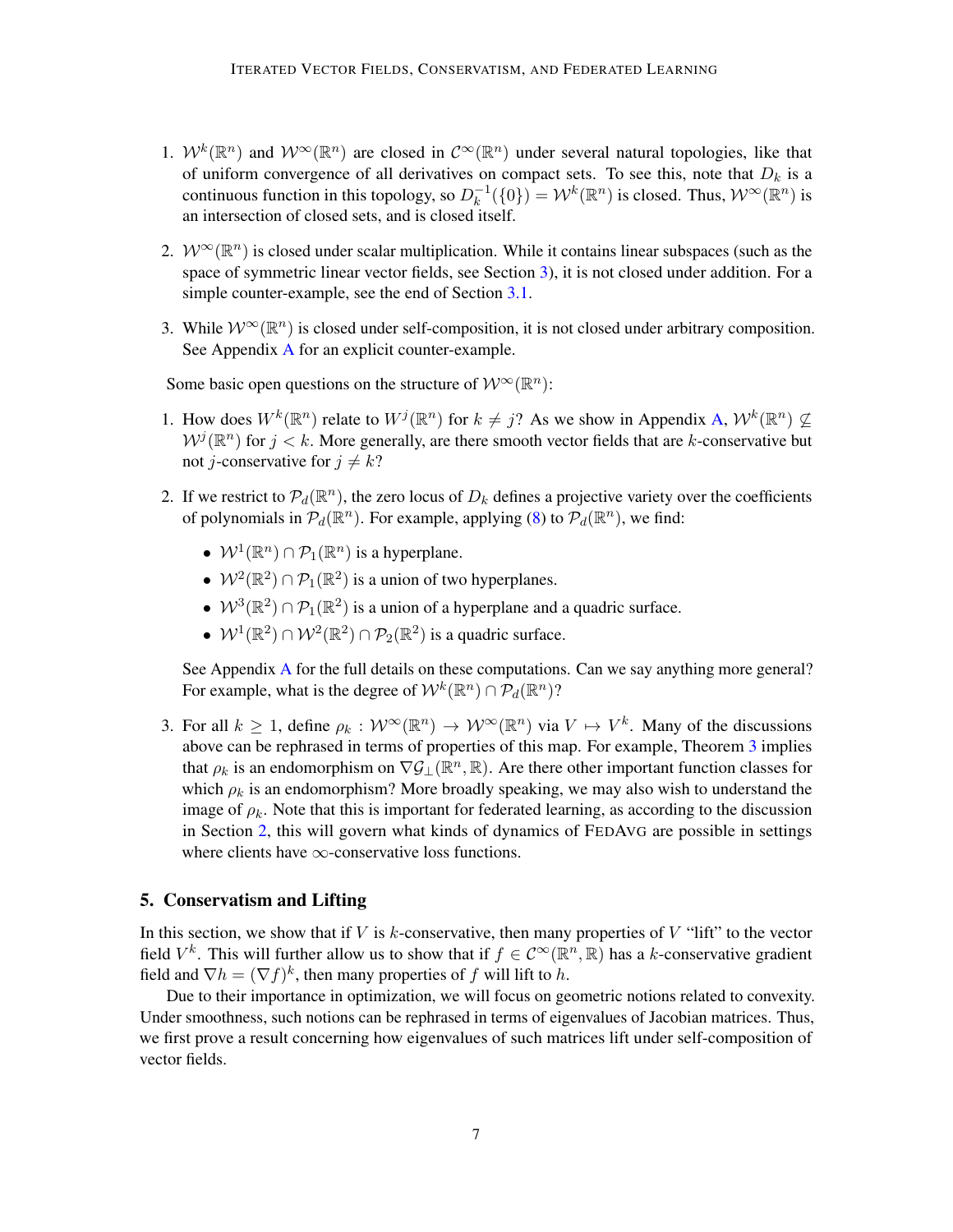1. $\mathcal{W}^k(\mathbb{R}^n)$ and $\mathcal{W}^\infty(\mathbb{R}^n)$ are closed in $\mathcal{C}^\infty(\mathbb{R}^n)$ under several natural topologies, like that of uniform convergence of all derivatives on compact sets. To see this, note that $D_k$ is a continuous function in this topology, so $D_k^{-1}(\{0\}) = \mathcal{W}^k(\mathbb{R}^n)$ is closed. Thus, $\mathcal{W}^\infty(\mathbb{R}^n)$ is an intersection of closed sets, and is closed itself.

2. $\mathcal{W}^\infty(\mathbb{R}^n)$ is closed under scalar multiplication. While it contains linear subspaces (such as the space of symmetric linear vector fields, see Section 3), it is not closed under addition. For a simple counter-example, see the end of Section 3.1.

3. While $\mathcal{W}^\infty(\mathbb{R}^n)$ is closed under self-composition, it is not closed under arbitrary composition. See Appendix A for an explicit counter-example.

Some basic open questions on the structure of $\mathcal{W}^\infty(\mathbb{R}^n)$:

1. How does $W^k(\mathbb{R}^n)$ relate to $W^j(\mathbb{R}^n)$ for $k \neq j$? As we show in Appendix A, $\mathcal{W}^k(\mathbb{R}^n) \not\subseteq \mathcal{W}^j(\mathbb{R}^n)$ for $j < k$. More generally, are there smooth vector fields that are $k$-conservative but not $j$-conservative for $j \neq k$?

2. If we restrict to $\mathcal{P}_d(\mathbb{R}^n)$, the zero locus of $D_k$ defines a projective variety over the coefficients of polynomials in $\mathcal{P}_d(\mathbb{R}^n)$. For example, applying (8) to $\mathcal{P}_d(\mathbb{R}^n)$, we find:

   - $\mathcal{W}^1(\mathbb{R}^n) \cap \mathcal{P}_1(\mathbb{R}^n)$ is a hyperplane.
   - $\mathcal{W}^2(\mathbb{R}^2) \cap \mathcal{P}_1(\mathbb{R}^2)$ is a union of two hyperplanes.
   - $\mathcal{W}^3(\mathbb{R}^2) \cap \mathcal{P}_1(\mathbb{R}^2)$ is a union of a hyperplane and a quadric surface.
   - $\mathcal{W}^1(\mathbb{R}^2) \cap \mathcal{W}^2(\mathbb{R}^2) \cap \mathcal{P}_2(\mathbb{R}^2)$ is a quadric surface.

   See Appendix A for the full details on these computations. Can we say anything more general? For example, what is the degree of $\mathcal{W}^k(\mathbb{R}^n) \cap \mathcal{P}_d(\mathbb{R}^n)$?

3. For all $k \geq 1$, define $\rho_k : \mathcal{W}^\infty(\mathbb{R}^n) \to \mathcal{W}^\infty(\mathbb{R}^n)$ via $V \mapsto V^k$. Many of the discussions above can be rephrased in terms of properties of this map. For example, Theorem 3 implies that $\rho_k$ is an endomorphism on $\nabla \mathcal{G}_\perp(\mathbb{R}^n, \mathbb{R})$. Are there other important function classes for which $\rho_k$ is an endomorphism? More broadly speaking, we may also wish to understand the image of $\rho_k$. Note that this is important for federated learning, as according to the discussion in Section 2, this will govern what kinds of dynamics of FEDAVG are possible in settings where clients have $\infty$-conservative loss functions.

## 5. Conservatism and Lifting

In this section, we show that if $V$ is $k$-conservative, then many properties of $V$ "lift" to the vector field $V^k$. This will further allow us to show that if $f \in \mathcal{C}^\infty(\mathbb{R}^n, \mathbb{R})$ has a $k$-conservative gradient field and $\nabla h = (\nabla f)^k$, then many properties of $f$ will lift to $h$.

Due to their importance in optimization, we will focus on geometric notions related to convexity. Under smoothness, such notions can be rephrased in terms of eigenvalues of Jacobian matrices. Thus, we first prove a result concerning how eigenvalues of such matrices lift under self-composition of vector fields.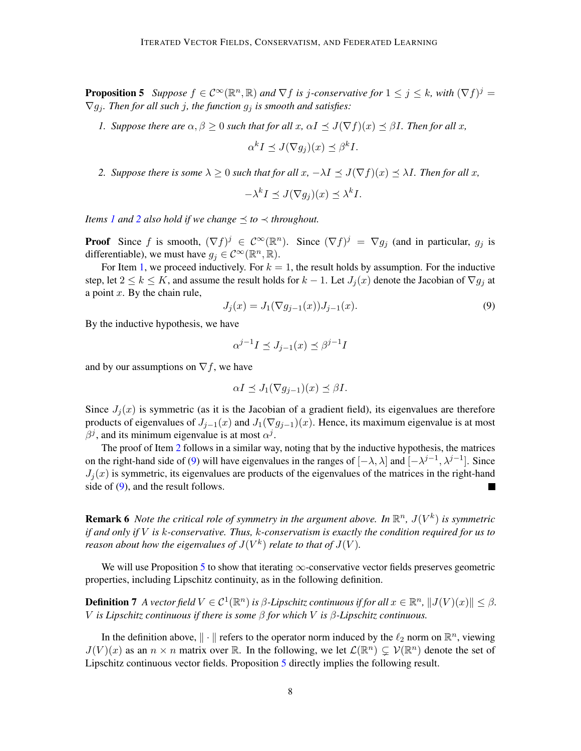**Proposition 5** *Suppose $f \in \mathcal{C}^\infty(\mathbb{R}^n, \mathbb{R})$ and $\nabla f$ is $j$-conservative for $1 \leq j \leq k$, with $(\nabla f)^j = \nabla g_j$. Then for all such $j$, the function $g_j$ is smooth and satisfies:*

1. *Suppose there are $\alpha, \beta \geq 0$ such that for all $x$, $\alpha I \preceq J(\nabla f)(x) \preceq \beta I$. Then for all $x$,*
$$\alpha^k I \preceq J(\nabla g_j)(x) \preceq \beta^k I.$$

2. *Suppose there is some $\lambda \geq 0$ such that for all $x$, $-\lambda I \preceq J(\nabla f)(x) \preceq \lambda I$. Then for all $x$,*
$$-\lambda^k I \preceq J(\nabla g_j)(x) \preceq \lambda^k I.$$

*Items 1 and 2 also hold if we change $\preceq$ to $\prec$ throughout.*

**Proof** Since $f$ is smooth, $(\nabla f)^j \in \mathcal{C}^\infty(\mathbb{R}^n)$. Since $(\nabla f)^j = \nabla g_j$ (and in particular, $g_j$ is differentiable), we must have $g_j \in \mathcal{C}^\infty(\mathbb{R}^n, \mathbb{R})$.

For Item 1, we proceed inductively. For $k = 1$, the result holds by assumption. For the inductive step, let $2 \leq k \leq K$, and assume the result holds for $k-1$. Let $J_j(x)$ denote the Jacobian of $\nabla g_j$ at a point $x$. By the chain rule,
$$J_j(x) = J_1(\nabla g_{j-1}(x)) J_{j-1}(x). \tag{9}$$
By the inductive hypothesis, we have
$$\alpha^{j-1} I \preceq J_{j-1}(x) \preceq \beta^{j-1} I$$
and by our assumptions on $\nabla f$, we have
$$\alpha I \preceq J_1(\nabla g_{j-1})(x) \preceq \beta I.$$
Since $J_j(x)$ is symmetric (as it is the Jacobian of a gradient field), its eigenvalues are therefore products of eigenvalues of $J_{j-1}(x)$ and $J_1(\nabla g_{j-1})(x)$. Hence, its maximum eigenvalue is at most $\beta^j$, and its minimum eigenvalue is at most $\alpha^j$.

The proof of Item 2 follows in a similar way, noting that by the inductive hypothesis, the matrices on the right-hand side of (9) will have eigenvalues in the ranges of $[-\lambda, \lambda]$ and $[-\lambda^{j-1}, \lambda^{j-1}]$. Since $J_j(x)$ is symmetric, its eigenvalues are products of the eigenvalues of the matrices in the right-hand side of (9), and the result follows. ■

**Remark 6** *Note the critical role of symmetry in the argument above. In $\mathbb{R}^n$, $J(V^k)$ is symmetric if and only if $V$ is $k$-conservative. Thus, $k$-conservatism is exactly the condition required for us to reason about how the eigenvalues of $J(V^k)$ relate to that of $J(V)$.*

We will use Proposition 5 to show that iterating $\infty$-conservative vector fields preserves geometric properties, including Lipschitz continuity, as in the following definition.

**Definition 7** *A vector field $V \in \mathcal{C}^1(\mathbb{R}^n)$ is $\beta$-Lipschitz continuous if for all $x \in \mathbb{R}^n$, $\|J(V)(x)\| \leq \beta$. $V$ is Lipschitz continuous if there is some $\beta$ for which $V$ is $\beta$-Lipschitz continuous.*

In the definition above, $\|\cdot\|$ refers to the operator norm induced by the $\ell_2$ norm on $\mathbb{R}^n$, viewing $J(V)(x)$ as an $n \times n$ matrix over $\mathbb{R}$. In the following, we let $\mathcal{L}(\mathbb{R}^n) \subsetneq \mathcal{V}(\mathbb{R}^n)$ denote the set of Lipschitz continuous vector fields. Proposition 5 directly implies the following result.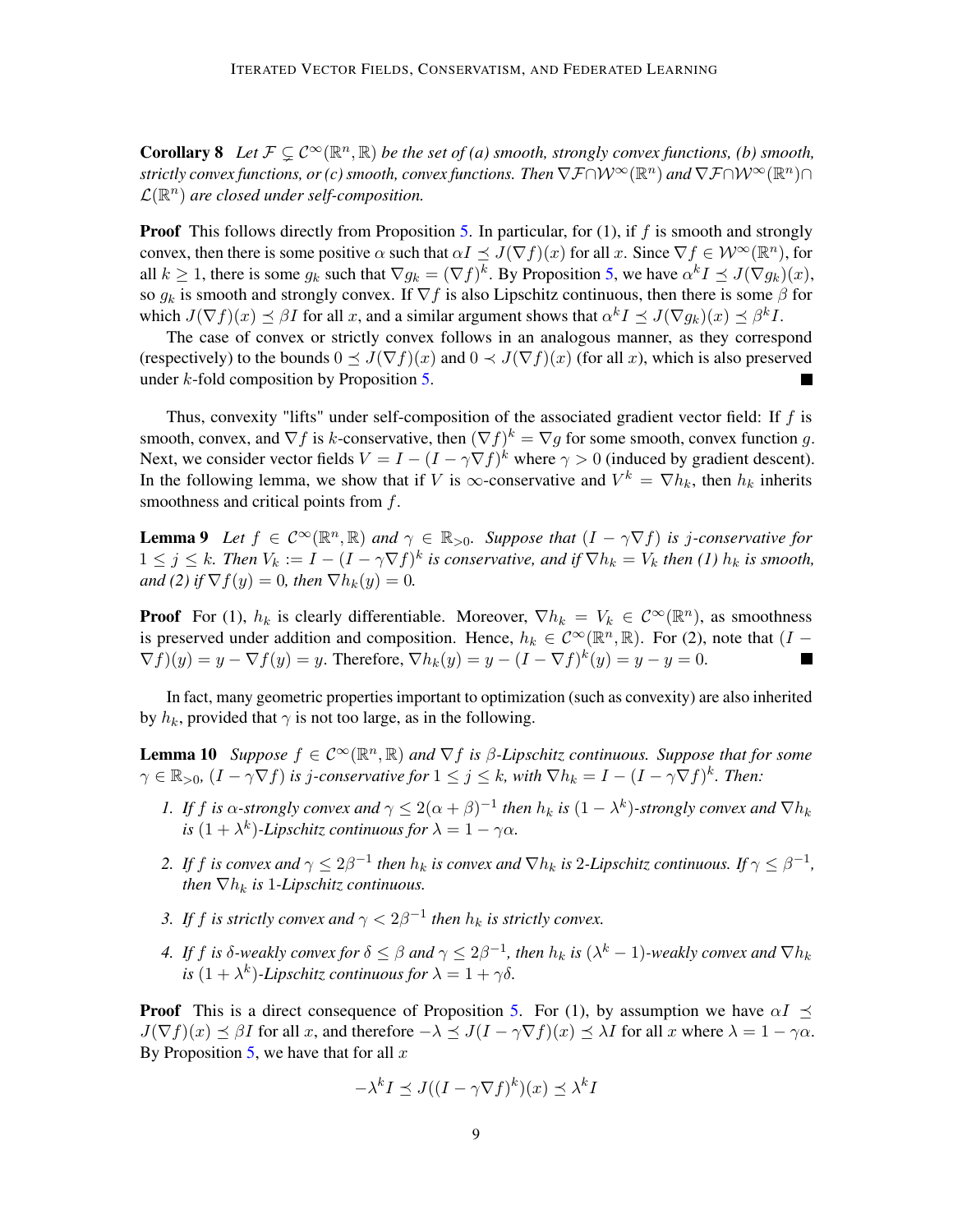**Corollary 8** *Let $\mathcal{F} \subsetneq \mathcal{C}^\infty(\mathbb{R}^n, \mathbb{R})$ be the set of (a) smooth, strongly convex functions, (b) smooth, strictly convex functions, or (c) smooth, convex functions. Then $\nabla\mathcal{F} \cap \mathcal{W}^\infty(\mathbb{R}^n)$ and $\nabla\mathcal{F} \cap \mathcal{W}^\infty(\mathbb{R}^n) \cap \mathcal{L}(\mathbb{R}^n)$ are closed under self-composition.*

**Proof** This follows directly from Proposition 5. In particular, for (1), if $f$ is smooth and strongly convex, then there is some positive $\alpha$ such that $\alpha I \preceq J(\nabla f)(x)$ for all $x$. Since $\nabla f \in \mathcal{W}^\infty(\mathbb{R}^n)$, for all $k \geq 1$, there is some $g_k$ such that $\nabla g_k = (\nabla f)^k$. By Proposition 5, we have $\alpha^k I \preceq J(\nabla g_k)(x)$, so $g_k$ is smooth and strongly convex. If $\nabla f$ is also Lipschitz continuous, then there is some $\beta$ for which $J(\nabla f)(x) \preceq \beta I$ for all $x$, and a similar argument shows that $\alpha^k I \preceq J(\nabla g_k)(x) \preceq \beta^k I$.

The case of convex or strictly convex follows in an analogous manner, as they correspond (respectively) to the bounds $0 \preceq J(\nabla f)(x)$ and $0 \prec J(\nabla f)(x)$ (for all $x$), which is also preserved under $k$-fold composition by Proposition 5. ■

Thus, convexity "lifts" under self-composition of the associated gradient vector field: If $f$ is smooth, convex, and $\nabla f$ is $k$-conservative, then $(\nabla f)^k = \nabla g$ for some smooth, convex function $g$. Next, we consider vector fields $V = I - (I - \gamma\nabla f)^k$ where $\gamma > 0$ (induced by gradient descent). In the following lemma, we show that if $V$ is $\infty$-conservative and $V^k = \nabla h_k$, then $h_k$ inherits smoothness and critical points from $f$.

**Lemma 9** *Let $f \in \mathcal{C}^\infty(\mathbb{R}^n, \mathbb{R})$ and $\gamma \in \mathbb{R}_{>0}$. Suppose that $(I - \gamma\nabla f)$ is $j$-conservative for $1 \leq j \leq k$. Then $V_k := I - (I - \gamma\nabla f)^k$ is conservative, and if $\nabla h_k = V_k$ then (1) $h_k$ is smooth, and (2) if $\nabla f(y) = 0$, then $\nabla h_k(y) = 0$.*

**Proof** For (1), $h_k$ is clearly differentiable. Moreover, $\nabla h_k = V_k \in \mathcal{C}^\infty(\mathbb{R}^n)$, as smoothness is preserved under addition and composition. Hence, $h_k \in \mathcal{C}^\infty(\mathbb{R}^n, \mathbb{R})$. For (2), note that $(I - \nabla f)(y) = y - \nabla f(y) = y$. Therefore, $\nabla h_k(y) = y - (I - \nabla f)^k(y) = y - y = 0$. ■

In fact, many geometric properties important to optimization (such as convexity) are also inherited by $h_k$, provided that $\gamma$ is not too large, as in the following.

**Lemma 10** *Suppose $f \in \mathcal{C}^\infty(\mathbb{R}^n, \mathbb{R})$ and $\nabla f$ is $\beta$-Lipschitz continuous. Suppose that for some $\gamma \in \mathbb{R}_{>0}$, $(I - \gamma\nabla f)$ is $j$-conservative for $1 \leq j \leq k$, with $\nabla h_k = I - (I - \gamma\nabla f)^k$. Then:*

1. *If $f$ is $\alpha$-strongly convex and $\gamma \leq 2(\alpha + \beta)^{-1}$ then $h_k$ is $(1 - \lambda^k)$-strongly convex and $\nabla h_k$ is $(1 + \lambda^k)$-Lipschitz continuous for $\lambda = 1 - \gamma\alpha$.*
2. *If $f$ is convex and $\gamma \leq 2\beta^{-1}$ then $h_k$ is convex and $\nabla h_k$ is 2-Lipschitz continuous. If $\gamma \leq \beta^{-1}$, then $\nabla h_k$ is 1-Lipschitz continuous.*
3. *If $f$ is strictly convex and $\gamma < 2\beta^{-1}$ then $h_k$ is strictly convex.*
4. *If $f$ is $\delta$-weakly convex for $\delta \leq \beta$ and $\gamma \leq 2\beta^{-1}$, then $h_k$ is $(\lambda^k - 1)$-weakly convex and $\nabla h_k$ is $(1 + \lambda^k)$-Lipschitz continuous for $\lambda = 1 + \gamma\delta$.*

**Proof** This is a direct consequence of Proposition 5. For (1), by assumption we have $\alpha I \preceq J(\nabla f)(x) \preceq \beta I$ for all $x$, and therefore $-\lambda \preceq J(I - \gamma\nabla f)(x) \preceq \lambda I$ for all $x$ where $\lambda = 1 - \gamma\alpha$. By Proposition 5, we have that for all $x$

$$-\lambda^k I \preceq J((I - \gamma\nabla f)^k)(x) \preceq \lambda^k I$$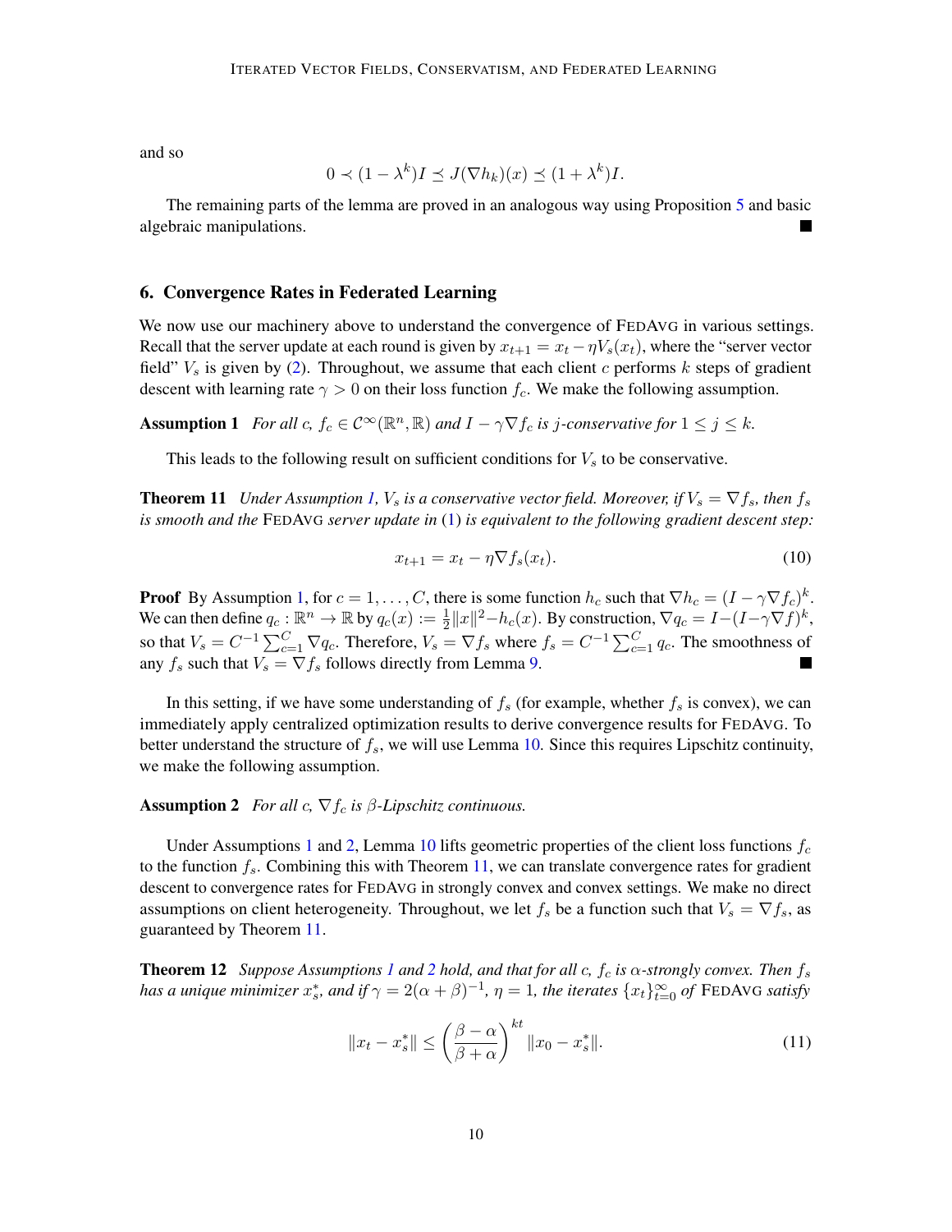and so

$$0 \prec (1 - \lambda^k)I \preceq J(\nabla h_k)(x) \preceq (1 + \lambda^k)I.$$

The remaining parts of the lemma are proved in an analogous way using Proposition 5 and basic algebraic manipulations. ■

## 6. Convergence Rates in Federated Learning

We now use our machinery above to understand the convergence of FEDAVG in various settings. Recall that the server update at each round is given by $x_{t+1} = x_t - \eta V_s(x_t)$, where the "server vector field" $V_s$ is given by (2). Throughout, we assume that each client $c$ performs $k$ steps of gradient descent with learning rate $\gamma > 0$ on their loss function $f_c$. We make the following assumption.

**Assumption 1** *For all $c$, $f_c \in \mathcal{C}^\infty(\mathbb{R}^n, \mathbb{R})$ and $I - \gamma \nabla f_c$ is $j$-conservative for $1 \leq j \leq k$.*

This leads to the following result on sufficient conditions for $V_s$ to be conservative.

**Theorem 11** *Under Assumption 1, $V_s$ is a conservative vector field. Moreover, if $V_s = \nabla f_s$, then $f_s$ is smooth and the FEDAVG server update in (1) is equivalent to the following gradient descent step:*

$$x_{t+1} = x_t - \eta \nabla f_s(x_t). \tag{10}$$

**Proof** By Assumption 1, for $c = 1, \ldots, C$, there is some function $h_c$ such that $\nabla h_c = (I - \gamma \nabla f_c)^k$. We can then define $q_c : \mathbb{R}^n \to \mathbb{R}$ by $q_c(x) := \frac{1}{2}\|x\|^2 - h_c(x)$. By construction, $\nabla q_c = I - (I - \gamma \nabla f)^k$, so that $V_s = C^{-1} \sum_{c=1}^C \nabla q_c$. Therefore, $V_s = \nabla f_s$ where $f_s = C^{-1} \sum_{c=1}^C q_c$. The smoothness of any $f_s$ such that $V_s = \nabla f_s$ follows directly from Lemma 9. ■

In this setting, if we have some understanding of $f_s$ (for example, whether $f_s$ is convex), we can immediately apply centralized optimization results to derive convergence results for FEDAVG. To better understand the structure of $f_s$, we will use Lemma 10. Since this requires Lipschitz continuity, we make the following assumption.

**Assumption 2** *For all $c$, $\nabla f_c$ is $\beta$-Lipschitz continuous.*

Under Assumptions 1 and 2, Lemma 10 lifts geometric properties of the client loss functions $f_c$ to the function $f_s$. Combining this with Theorem 11, we can translate convergence rates for gradient descent to convergence rates for FEDAVG in strongly convex and convex settings. We make no direct assumptions on client heterogeneity. Throughout, we let $f_s$ be a function such that $V_s = \nabla f_s$, as guaranteed by Theorem 11.

**Theorem 12** *Suppose Assumptions 1 and 2 hold, and that for all $c$, $f_c$ is $\alpha$-strongly convex. Then $f_s$ has a unique minimizer $x_s^*$, and if $\gamma = 2(\alpha + \beta)^{-1}$, $\eta = 1$, the iterates $\{x_t\}_{t=0}^\infty$ of FEDAVG satisfy*

$$\|x_t - x_s^*\| \leq \left(\frac{\beta - \alpha}{\beta + \alpha}\right)^{kt} \|x_0 - x_s^*\|. \tag{11}$$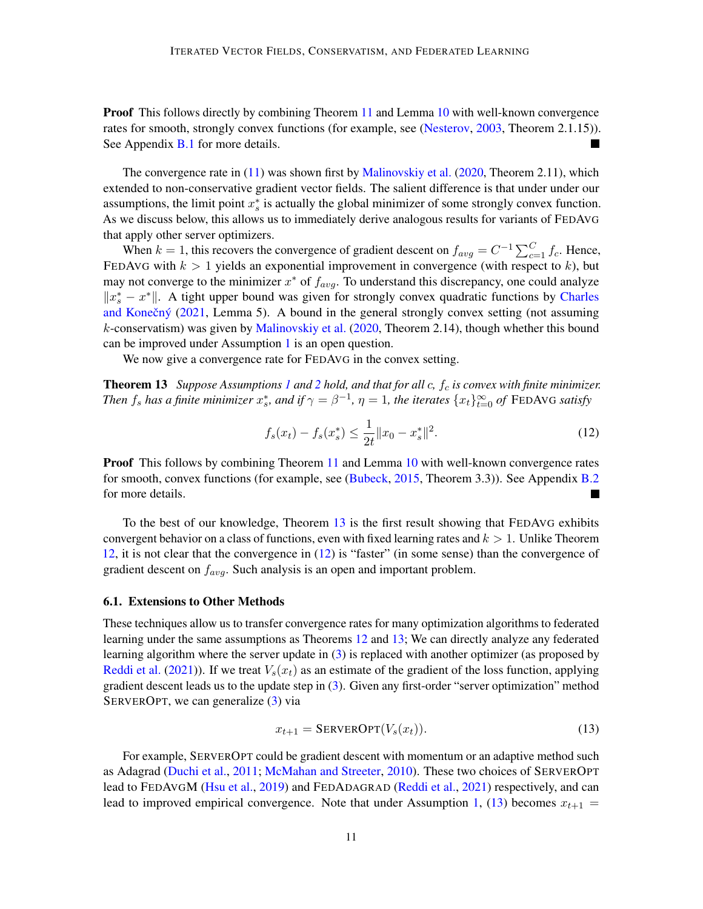**Proof** This follows directly by combining Theorem 11 and Lemma 10 with well-known convergence rates for smooth, strongly convex functions (for example, see (Nesterov, 2003, Theorem 2.1.15)). See Appendix B.1 for more details. ■

The convergence rate in (11) was shown first by Malinovskiy et al. (2020, Theorem 2.11), which extended to non-conservative gradient vector fields. The salient difference is that under under our assumptions, the limit point $x_s^*$ is actually the global minimizer of some strongly convex function. As we discuss below, this allows us to immediately derive analogous results for variants of FEDAVG that apply other server optimizers.

When $k = 1$, this recovers the convergence of gradient descent on $f_{avg} = C^{-1}\sum_{c=1}^{C} f_c$. Hence, FEDAVG with $k > 1$ yields an exponential improvement in convergence (with respect to $k$), but may not converge to the minimizer $x^*$ of $f_{avg}$. To understand this discrepancy, one could analyze $\|x_s^* - x^*\|$. A tight upper bound was given for strongly convex quadratic functions by Charles and Konečný (2021, Lemma 5). A bound in the general strongly convex setting (not assuming $k$-conservatism) was given by Malinovskiy et al. (2020, Theorem 2.14), though whether this bound can be improved under Assumption 1 is an open question.

We now give a convergence rate for FEDAVG in the convex setting.

**Theorem 13** *Suppose Assumptions 1 and 2 hold, and that for all $c$, $f_c$ is convex with finite minimizer. Then $f_s$ has a finite minimizer $x_s^*$, and if $\gamma = \beta^{-1}$, $\eta = 1$, the iterates $\{x_t\}_{t=0}^{\infty}$ of* FEDAVG *satisfy*

$$f_s(x_t) - f_s(x_s^*) \leq \frac{1}{2t}\|x_0 - x_s^*\|^2. \tag{12}$$

**Proof** This follows by combining Theorem 11 and Lemma 10 with well-known convergence rates for smooth, convex functions (for example, see (Bubeck, 2015, Theorem 3.3)). See Appendix B.2 for more details. ■

To the best of our knowledge, Theorem 13 is the first result showing that FEDAVG exhibits convergent behavior on a class of functions, even with fixed learning rates and $k > 1$. Unlike Theorem 12, it is not clear that the convergence in (12) is "faster" (in some sense) than the convergence of gradient descent on $f_{avg}$. Such analysis is an open and important problem.

### 6.1. Extensions to Other Methods

These techniques allow us to transfer convergence rates for many optimization algorithms to federated learning under the same assumptions as Theorems 12 and 13; We can directly analyze any federated learning algorithm where the server update in (3) is replaced with another optimizer (as proposed by Reddi et al. (2021)). If we treat $V_s(x_t)$ as an estimate of the gradient of the loss function, applying gradient descent leads us to the update step in (3). Given any first-order "server optimization" method SERVEROPT, we can generalize (3) via

$$x_{t+1} = \text{SERVEROPT}(V_s(x_t)). \tag{13}$$

For example, SERVEROPT could be gradient descent with momentum or an adaptive method such as Adagrad (Duchi et al., 2011; McMahan and Streeter, 2010). These two choices of SERVEROPT lead to FEDAVGM (Hsu et al., 2019) and FEDADAGRAD (Reddi et al., 2021) respectively, and can lead to improved empirical convergence. Note that under Assumption 1, (13) becomes $x_{t+1} =$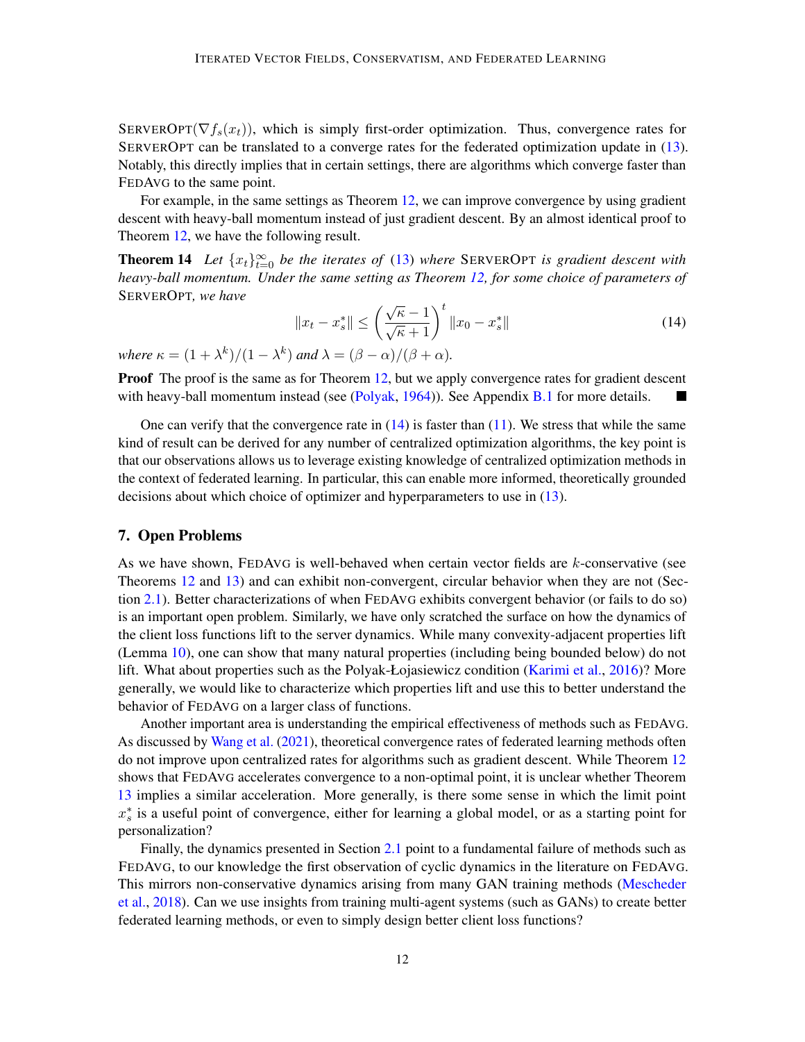SERVEROPT($\nabla f_s(x_t)$), which is simply first-order optimization. Thus, convergence rates for SERVEROPT can be translated to a converge rates for the federated optimization update in (13). Notably, this directly implies that in certain settings, there are algorithms which converge faster than FEDAVG to the same point.

For example, in the same settings as Theorem 12, we can improve convergence by using gradient descent with heavy-ball momentum instead of just gradient descent. By an almost identical proof to Theorem 12, we have the following result.

**Theorem 14** *Let $\{x_t\}_{t=0}^{\infty}$ be the iterates of (13) where SERVEROPT is gradient descent with heavy-ball momentum. Under the same setting as Theorem 12, for some choice of parameters of SERVEROPT, we have*

$$\|x_t - x_s^*\| \leq \left(\frac{\sqrt{\kappa}-1}{\sqrt{\kappa}+1}\right)^t \|x_0 - x_s^*\| \tag{14}$$

*where $\kappa = (1+\lambda^k)/(1-\lambda^k)$ and $\lambda = (\beta - \alpha)/(\beta + \alpha)$.*

**Proof** The proof is the same as for Theorem 12, but we apply convergence rates for gradient descent with heavy-ball momentum instead (see (Polyak, 1964)). See Appendix B.1 for more details. ∎

One can verify that the convergence rate in (14) is faster than (11). We stress that while the same kind of result can be derived for any number of centralized optimization algorithms, the key point is that our observations allows us to leverage existing knowledge of centralized optimization methods in the context of federated learning. In particular, this can enable more informed, theoretically grounded decisions about which choice of optimizer and hyperparameters to use in (13).

## 7. Open Problems

As we have shown, FEDAVG is well-behaved when certain vector fields are $k$-conservative (see Theorems 12 and 13) and can exhibit non-convergent, circular behavior when they are not (Section 2.1). Better characterizations of when FEDAVG exhibits convergent behavior (or fails to do so) is an important open problem. Similarly, we have only scratched the surface on how the dynamics of the client loss functions lift to the server dynamics. While many convexity-adjacent properties lift (Lemma 10), one can show that many natural properties (including being bounded below) do not lift. What about properties such as the Polyak-Łojasiewicz condition (Karimi et al., 2016)? More generally, we would like to characterize which properties lift and use this to better understand the behavior of FEDAVG on a larger class of functions.

Another important area is understanding the empirical effectiveness of methods such as FEDAVG. As discussed by Wang et al. (2021), theoretical convergence rates of federated learning methods often do not improve upon centralized rates for algorithms such as gradient descent. While Theorem 12 shows that FEDAVG accelerates convergence to a non-optimal point, it is unclear whether Theorem 13 implies a similar acceleration. More generally, is there some sense in which the limit point $x_s^*$ is a useful point of convergence, either for learning a global model, or as a starting point for personalization?

Finally, the dynamics presented in Section 2.1 point to a fundamental failure of methods such as FEDAVG, to our knowledge the first observation of cyclic dynamics in the literature on FEDAVG. This mirrors non-conservative dynamics arising from many GAN training methods (Mescheder et al., 2018). Can we use insights from training multi-agent systems (such as GANs) to create better federated learning methods, or even to simply design better client loss functions?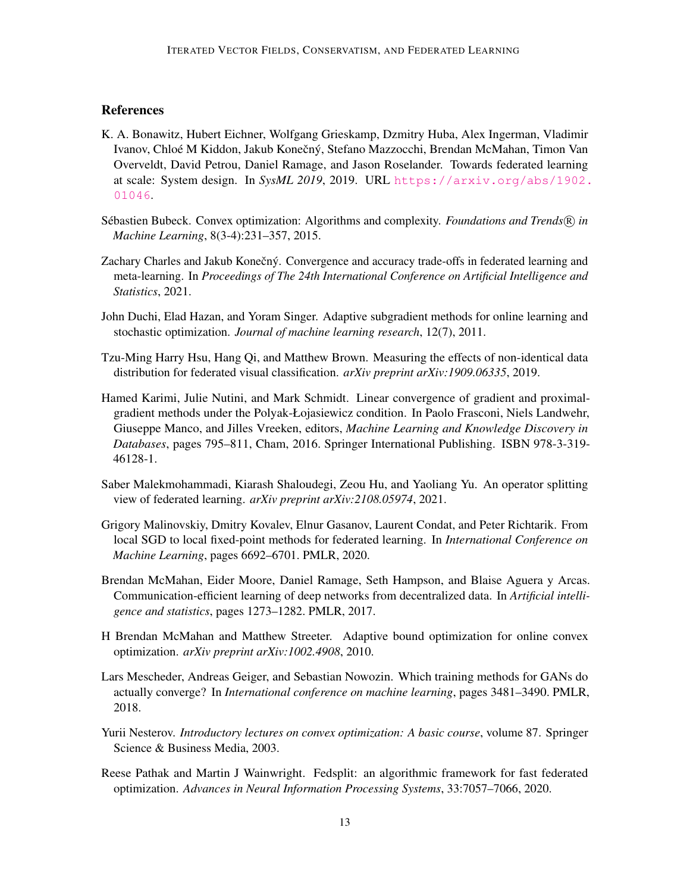## References

K. A. Bonawitz, Hubert Eichner, Wolfgang Grieskamp, Dzmitry Huba, Alex Ingerman, Vladimir Ivanov, Chloé M Kiddon, Jakub Konečný, Stefano Mazzocchi, Brendan McMahan, Timon Van Overveldt, David Petrou, Daniel Ramage, and Jason Roselander. Towards federated learning at scale: System design. In *SysML 2019*, 2019. URL https://arxiv.org/abs/1902.01046.

Sébastien Bubeck. Convex optimization: Algorithms and complexity. *Foundations and Trends® in Machine Learning*, 8(3-4):231–357, 2015.

Zachary Charles and Jakub Konečný. Convergence and accuracy trade-offs in federated learning and meta-learning. In *Proceedings of The 24th International Conference on Artificial Intelligence and Statistics*, 2021.

John Duchi, Elad Hazan, and Yoram Singer. Adaptive subgradient methods for online learning and stochastic optimization. *Journal of machine learning research*, 12(7), 2011.

Tzu-Ming Harry Hsu, Hang Qi, and Matthew Brown. Measuring the effects of non-identical data distribution for federated visual classification. *arXiv preprint arXiv:1909.06335*, 2019.

Hamed Karimi, Julie Nutini, and Mark Schmidt. Linear convergence of gradient and proximal-gradient methods under the Polyak-Łojasiewicz condition. In Paolo Frasconi, Niels Landwehr, Giuseppe Manco, and Jilles Vreeken, editors, *Machine Learning and Knowledge Discovery in Databases*, pages 795–811, Cham, 2016. Springer International Publishing. ISBN 978-3-319-46128-1.

Saber Malekmohammadi, Kiarash Shaloudegi, Zeou Hu, and Yaoliang Yu. An operator splitting view of federated learning. *arXiv preprint arXiv:2108.05974*, 2021.

Grigory Malinovskiy, Dmitry Kovalev, Elnur Gasanov, Laurent Condat, and Peter Richtarik. From local SGD to local fixed-point methods for federated learning. In *International Conference on Machine Learning*, pages 6692–6701. PMLR, 2020.

Brendan McMahan, Eider Moore, Daniel Ramage, Seth Hampson, and Blaise Aguera y Arcas. Communication-efficient learning of deep networks from decentralized data. In *Artificial intelligence and statistics*, pages 1273–1282. PMLR, 2017.

H Brendan McMahan and Matthew Streeter. Adaptive bound optimization for online convex optimization. *arXiv preprint arXiv:1002.4908*, 2010.

Lars Mescheder, Andreas Geiger, and Sebastian Nowozin. Which training methods for GANs do actually converge? In *International conference on machine learning*, pages 3481–3490. PMLR, 2018.

Yurii Nesterov. *Introductory lectures on convex optimization: A basic course*, volume 87. Springer Science & Business Media, 2003.

Reese Pathak and Martin J Wainwright. Fedsplit: an algorithmic framework for fast federated optimization. *Advances in Neural Information Processing Systems*, 33:7057–7066, 2020.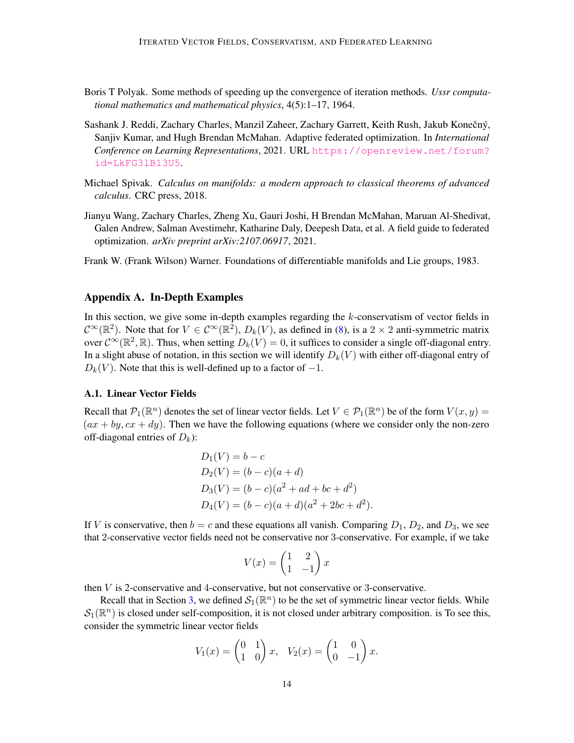Boris T Polyak. Some methods of speeding up the convergence of iteration methods. *Ussr computational mathematics and mathematical physics*, 4(5):1–17, 1964.

Sashank J. Reddi, Zachary Charles, Manzil Zaheer, Zachary Garrett, Keith Rush, Jakub Konečný, Sanjiv Kumar, and Hugh Brendan McMahan. Adaptive federated optimization. In *International Conference on Learning Representations*, 2021. URL https://openreview.net/forum?id=LkFG3lB13U5.

Michael Spivak. *Calculus on manifolds: a modern approach to classical theorems of advanced calculus*. CRC press, 2018.

Jianyu Wang, Zachary Charles, Zheng Xu, Gauri Joshi, H Brendan McMahan, Maruan Al-Shedivat, Galen Andrew, Salman Avestimehr, Katharine Daly, Deepesh Data, et al. A field guide to federated optimization. *arXiv preprint arXiv:2107.06917*, 2021.

Frank W. (Frank Wilson) Warner. Foundations of differentiable manifolds and Lie groups, 1983.

## Appendix A. In-Depth Examples

In this section, we give some in-depth examples regarding the $k$-conservatism of vector fields in $\mathcal{C}^\infty(\mathbb{R}^2)$. Note that for $V \in \mathcal{C}^\infty(\mathbb{R}^2)$, $D_k(V)$, as defined in (8), is a $2 \times 2$ anti-symmetric matrix over $\mathcal{C}^\infty(\mathbb{R}^2, \mathbb{R})$. Thus, when setting $D_k(V) = 0$, it suffices to consider a single off-diagonal entry. In a slight abuse of notation, in this section we will identify $D_k(V)$ with either off-diagonal entry of $D_k(V)$. Note that this is well-defined up to a factor of $-1$.

### A.1. Linear Vector Fields

Recall that $\mathcal{P}_1(\mathbb{R}^n)$ denotes the set of linear vector fields. Let $V \in \mathcal{P}_1(\mathbb{R}^n)$ be of the form $V(x, y) = (ax + by, cx + dy)$. Then we have the following equations (where we consider only the non-zero off-diagonal entries of $D_k$):

$$
\begin{aligned}
D_1(V) &= b - c \\
D_2(V) &= (b - c)(a + d) \\
D_3(V) &= (b - c)(a^2 + ad + bc + d^2) \\
D_4(V) &= (b - c)(a + d)(a^2 + 2bc + d^2).
\end{aligned}
$$

If $V$ is conservative, then $b = c$ and these equations all vanish. Comparing $D_1$, $D_2$, and $D_3$, we see that 2-conservative vector fields need not be conservative nor 3-conservative. For example, if we take

$$
V(x) = \begin{pmatrix} 1 & 2 \\ 1 & -1 \end{pmatrix} x
$$

then $V$ is 2-conservative and 4-conservative, but not conservative or 3-conservative.

Recall that in Section 3, we defined $\mathcal{S}_1(\mathbb{R}^n)$ to be the set of symmetric linear vector fields. While $\mathcal{S}_1(\mathbb{R}^n)$ is closed under self-composition, it is not closed under arbitrary composition. is To see this, consider the symmetric linear vector fields

$$
V_1(x) = \begin{pmatrix} 0 & 1 \\ 1 & 0 \end{pmatrix} x, \quad V_2(x) = \begin{pmatrix} 1 & 0 \\ 0 & -1 \end{pmatrix} x.
$$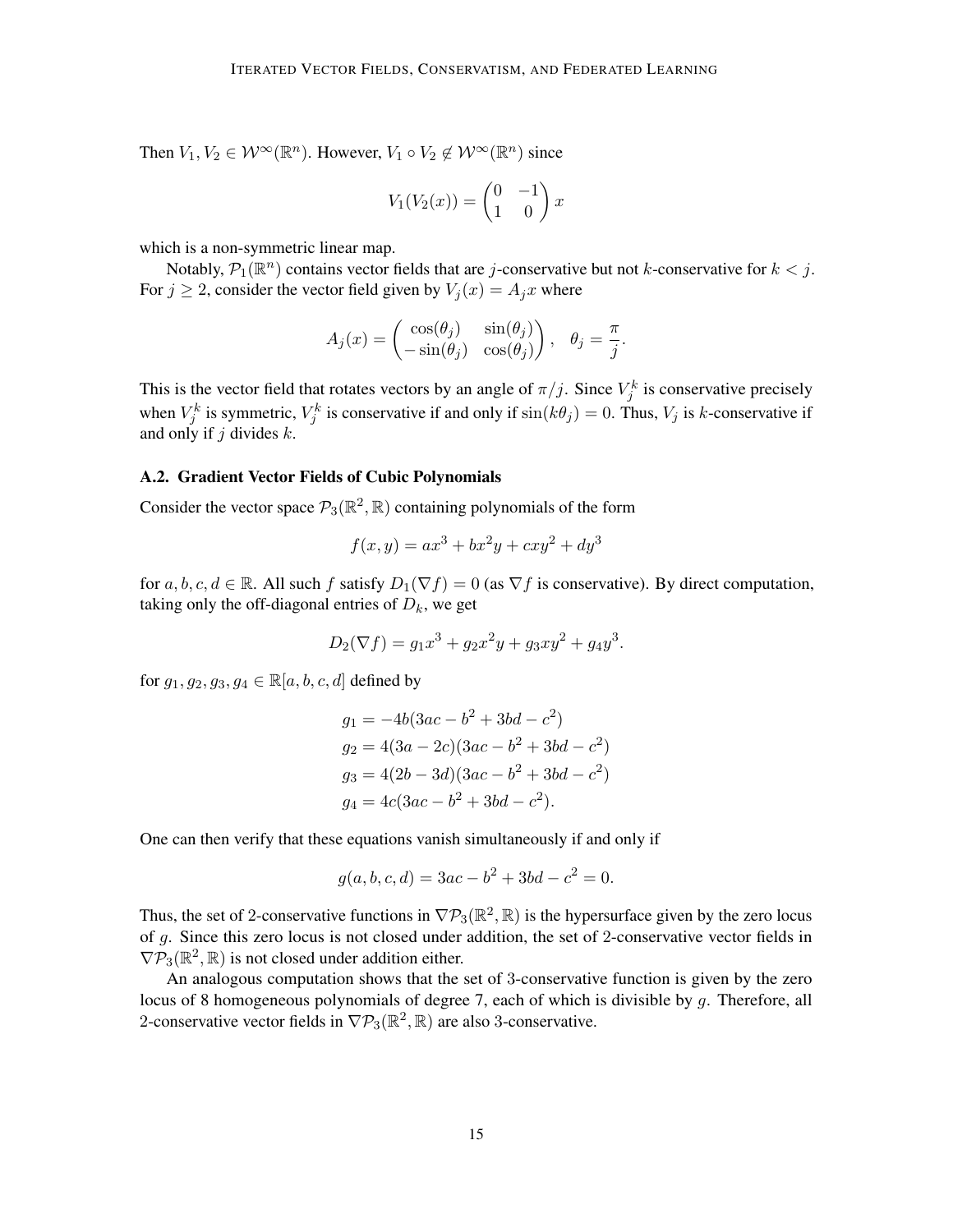Then $V_1, V_2 \in \mathcal{W}^\infty(\mathbb{R}^n)$. However, $V_1 \circ V_2 \notin \mathcal{W}^\infty(\mathbb{R}^n)$ since

$$V_1(V_2(x)) = \begin{pmatrix} 0 & -1 \\ 1 & 0 \end{pmatrix} x$$

which is a non-symmetric linear map.

Notably, $\mathcal{P}_1(\mathbb{R}^n)$ contains vector fields that are $j$-conservative but not $k$-conservative for $k < j$. For $j \geq 2$, consider the vector field given by $V_j(x) = A_j x$ where

$$A_j(x) = \begin{pmatrix} \cos(\theta_j) & \sin(\theta_j) \\ -\sin(\theta_j) & \cos(\theta_j) \end{pmatrix}, \quad \theta_j = \frac{\pi}{j}.$$

This is the vector field that rotates vectors by an angle of $\pi/j$. Since $V_j^k$ is conservative precisely when $V_j^k$ is symmetric, $V_j^k$ is conservative if and only if $\sin(k\theta_j) = 0$. Thus, $V_j$ is $k$-conservative if and only if $j$ divides $k$.

### A.2. Gradient Vector Fields of Cubic Polynomials

Consider the vector space $\mathcal{P}_3(\mathbb{R}^2, \mathbb{R})$ containing polynomials of the form

$$f(x, y) = ax^3 + bx^2y + cxy^2 + dy^3$$

for $a, b, c, d \in \mathbb{R}$. All such $f$ satisfy $D_1(\nabla f) = 0$ (as $\nabla f$ is conservative). By direct computation, taking only the off-diagonal entries of $D_k$, we get

$$D_2(\nabla f) = g_1 x^3 + g_2 x^2 y + g_3 xy^2 + g_4 y^3.$$

for $g_1, g_2, g_3, g_4 \in \mathbb{R}[a, b, c, d]$ defined by

$$\begin{aligned}
g_1 &= -4b(3ac - b^2 + 3bd - c^2) \\
g_2 &= 4(3a - 2c)(3ac - b^2 + 3bd - c^2) \\
g_3 &= 4(2b - 3d)(3ac - b^2 + 3bd - c^2) \\
g_4 &= 4c(3ac - b^2 + 3bd - c^2).
\end{aligned}$$

One can then verify that these equations vanish simultaneously if and only if

$$g(a, b, c, d) = 3ac - b^2 + 3bd - c^2 = 0.$$

Thus, the set of 2-conservative functions in $\nabla\mathcal{P}_3(\mathbb{R}^2, \mathbb{R})$ is the hypersurface given by the zero locus of $g$. Since this zero locus is not closed under addition, the set of 2-conservative vector fields in $\nabla\mathcal{P}_3(\mathbb{R}^2, \mathbb{R})$ is not closed under addition either.

An analogous computation shows that the set of 3-conservative function is given by the zero locus of 8 homogeneous polynomials of degree 7, each of which is divisible by $g$. Therefore, all 2-conservative vector fields in $\nabla\mathcal{P}_3(\mathbb{R}^2, \mathbb{R})$ are also 3-conservative.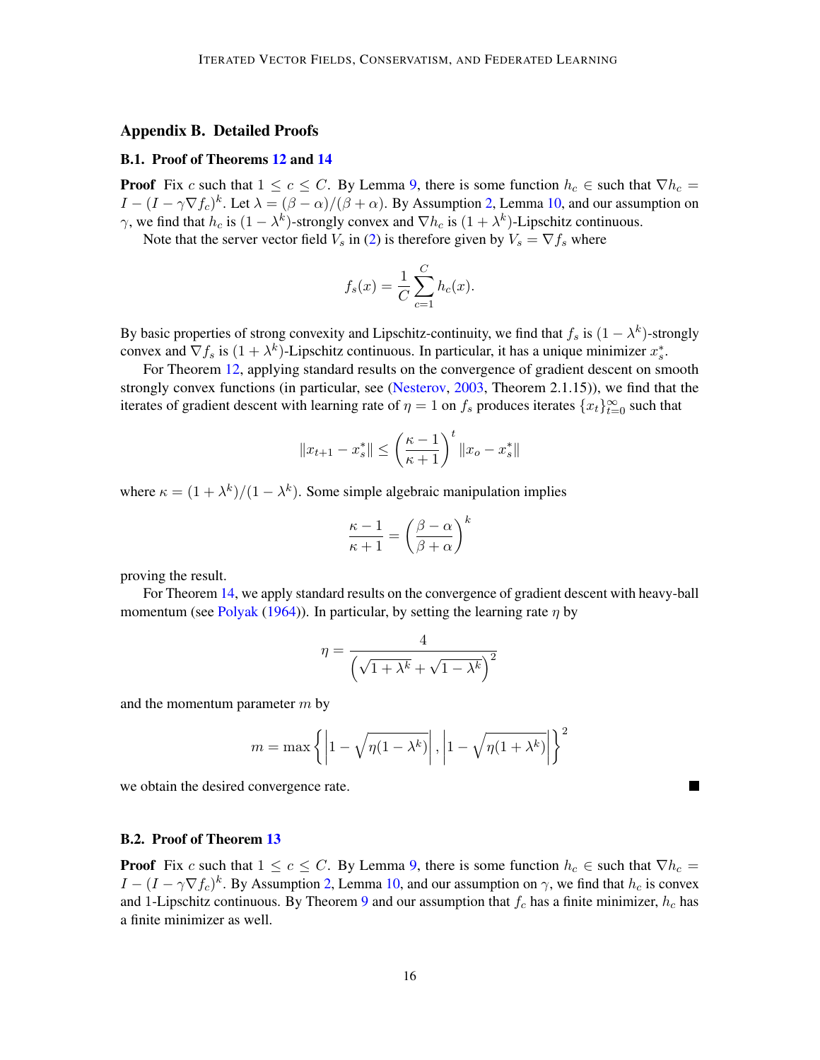## Appendix B. Detailed Proofs

### B.1. Proof of Theorems 12 and 14

**Proof** Fix $c$ such that $1 \leq c \leq C$. By Lemma 9, there is some function $h_c \in$ such that $\nabla h_c = I - (I - \gamma \nabla f_c)^k$. Let $\lambda = (\beta - \alpha)/(\beta + \alpha)$. By Assumption 2, Lemma 10, and our assumption on $\gamma$, we find that $h_c$ is $(1 - \lambda^k)$-strongly convex and $\nabla h_c$ is $(1 + \lambda^k)$-Lipschitz continuous.

Note that the server vector field $V_s$ in (2) is therefore given by $V_s = \nabla f_s$ where

$$f_s(x) = \frac{1}{C} \sum_{c=1}^{C} h_c(x).$$

By basic properties of strong convexity and Lipschitz-continuity, we find that $f_s$ is $(1 - \lambda^k)$-strongly convex and $\nabla f_s$ is $(1 + \lambda^k)$-Lipschitz continuous. In particular, it has a unique minimizer $x_s^*$.

For Theorem 12, applying standard results on the convergence of gradient descent on smooth strongly convex functions (in particular, see (Nesterov, 2003, Theorem 2.1.15)), we find that the iterates of gradient descent with learning rate of $\eta = 1$ on $f_s$ produces iterates $\{x_t\}_{t=0}^{\infty}$ such that

$$\|x_{t+1} - x_s^*\| \leq \left( \frac{\kappa - 1}{\kappa + 1} \right)^t \|x_o - x_s^*\|$$

where $\kappa = (1 + \lambda^k)/(1 - \lambda^k)$. Some simple algebraic manipulation implies

$$\frac{\kappa - 1}{\kappa + 1} = \left( \frac{\beta - \alpha}{\beta + \alpha} \right)^k$$

proving the result.

For Theorem 14, we apply standard results on the convergence of gradient descent with heavy-ball momentum (see Polyak (1964)). In particular, by setting the learning rate $\eta$ by

$$\eta = \frac{4}{\left( \sqrt{1 + \lambda^k} + \sqrt{1 - \lambda^k} \right)^2}$$

and the momentum parameter $m$ by

$$m = \max \left\{ \left| 1 - \sqrt{\eta(1 - \lambda^k)} \right|, \left| 1 - \sqrt{\eta(1 + \lambda^k)} \right| \right\}^2$$

we obtain the desired convergence rate. ∎

### B.2. Proof of Theorem 13

**Proof** Fix $c$ such that $1 \leq c \leq C$. By Lemma 9, there is some function $h_c \in$ such that $\nabla h_c = I - (I - \gamma \nabla f_c)^k$. By Assumption 2, Lemma 10, and our assumption on $\gamma$, we find that $h_c$ is convex and 1-Lipschitz continuous. By Theorem 9 and our assumption that $f_c$ has a finite minimizer, $h_c$ has a finite minimizer as well.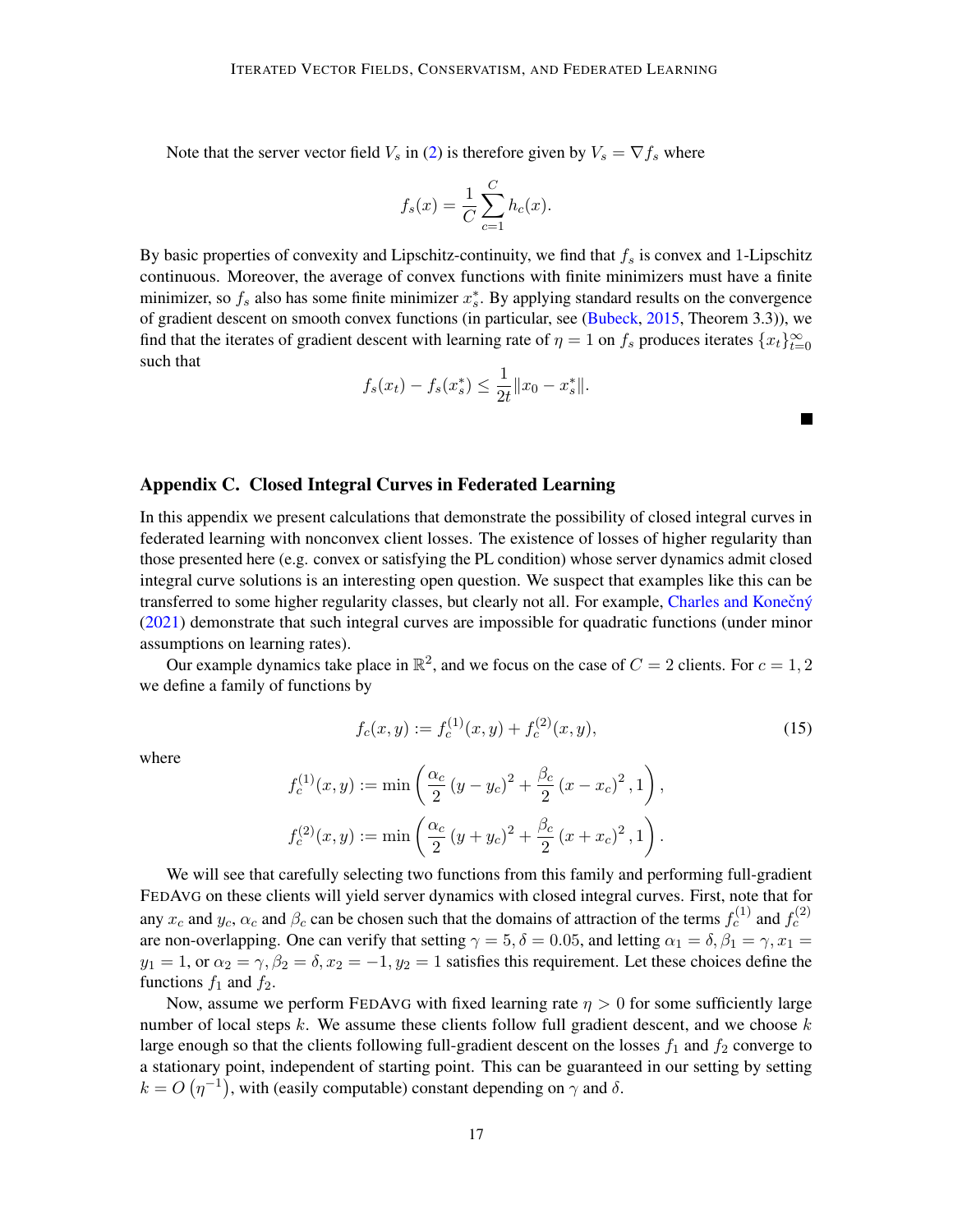Note that the server vector field $V_s$ in (2) is therefore given by $V_s = \nabla f_s$ where

$$f_s(x) = \frac{1}{C}\sum_{c=1}^{C} h_c(x).$$

By basic properties of convexity and Lipschitz-continuity, we find that $f_s$ is convex and 1-Lipschitz continuous. Moreover, the average of convex functions with finite minimizers must have a finite minimizer, so $f_s$ also has some finite minimizer $x_s^*$. By applying standard results on the convergence of gradient descent on smooth convex functions (in particular, see (Bubeck, 2015, Theorem 3.3)), we find that the iterates of gradient descent with learning rate of $\eta = 1$ on $f_s$ produces iterates $\{x_t\}_{t=0}^{\infty}$ such that

$$f_s(x_t) - f_s(x_s^*) \leq \frac{1}{2t}\|x_0 - x_s^*\|.$$

■

## Appendix C. Closed Integral Curves in Federated Learning

In this appendix we present calculations that demonstrate the possibility of closed integral curves in federated learning with nonconvex client losses. The existence of losses of higher regularity than those presented here (e.g. convex or satisfying the PL condition) whose server dynamics admit closed integral curve solutions is an interesting open question. We suspect that examples like this can be transferred to some higher regularity classes, but clearly not all. For example, Charles and Konečný (2021) demonstrate that such integral curves are impossible for quadratic functions (under minor assumptions on learning rates).

Our example dynamics take place in $\mathbb{R}^2$, and we focus on the case of $C = 2$ clients. For $c = 1, 2$ we define a family of functions by

$$f_c(x, y) := f_c^{(1)}(x, y) + f_c^{(2)}(x, y), \tag{15}$$

where

$$f_c^{(1)}(x, y) := \min\left(\frac{\alpha_c}{2}\left(y - y_c\right)^2 + \frac{\beta_c}{2}\left(x - x_c\right)^2, 1\right),$$

$$f_c^{(2)}(x, y) := \min\left(\frac{\alpha_c}{2}\left(y + y_c\right)^2 + \frac{\beta_c}{2}\left(x + x_c\right)^2, 1\right).$$

We will see that carefully selecting two functions from this family and performing full-gradient FedAvg on these clients will yield server dynamics with closed integral curves. First, note that for any $x_c$ and $y_c$, $\alpha_c$ and $\beta_c$ can be chosen such that the domains of attraction of the terms $f_c^{(1)}$ and $f_c^{(2)}$ are non-overlapping. One can verify that setting $\gamma = 5, \delta = 0.05$, and letting $\alpha_1 = \delta, \beta_1 = \gamma, x_1 = y_1 = 1$, or $\alpha_2 = \gamma, \beta_2 = \delta, x_2 = -1, y_2 = 1$ satisfies this requirement. Let these choices define the functions $f_1$ and $f_2$.

Now, assume we perform FedAvg with fixed learning rate $\eta > 0$ for some sufficiently large number of local steps $k$. We assume these clients follow full gradient descent, and we choose $k$ large enough so that the clients following full-gradient descent on the losses $f_1$ and $f_2$ converge to a stationary point, independent of starting point. This can be guaranteed in our setting by setting $k = O\left(\eta^{-1}\right)$, with (easily computable) constant depending on $\gamma$ and $\delta$.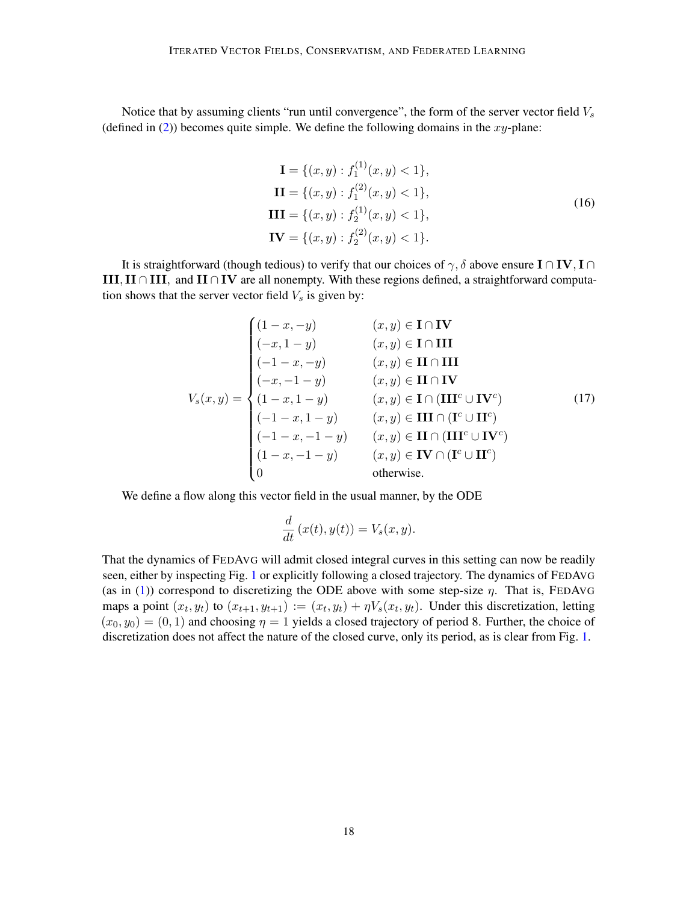Notice that by assuming clients "run until convergence", the form of the server vector field $V_s$ (defined in (2)) becomes quite simple. We define the following domains in the $xy$-plane:

$$
\begin{aligned}
\mathbf{I} &= \{(x,y) : f_1^{(1)}(x,y) < 1\}, \\
\mathbf{II} &= \{(x,y) : f_1^{(2)}(x,y) < 1\}, \\
\mathbf{III} &= \{(x,y) : f_2^{(1)}(x,y) < 1\}, \\
\mathbf{IV} &= \{(x,y) : f_2^{(2)}(x,y) < 1\}.
\end{aligned}
\tag{16}
$$

It is straightforward (though tedious) to verify that our choices of $\gamma, \delta$ above ensure $\mathbf{I} \cap \mathbf{IV}, \mathbf{I} \cap \mathbf{III}, \mathbf{II} \cap \mathbf{III},$ and $\mathbf{II} \cap \mathbf{IV}$ are all nonempty. With these regions defined, a straightforward computation shows that the server vector field $V_s$ is given by:

$$
V_s(x,y) = \begin{cases}
(1-x, -y) & (x,y) \in \mathbf{I} \cap \mathbf{IV} \\
(-x, 1-y) & (x,y) \in \mathbf{I} \cap \mathbf{III} \\
(-1-x, -y) & (x,y) \in \mathbf{II} \cap \mathbf{III} \\
(-x, -1-y) & (x,y) \in \mathbf{II} \cap \mathbf{IV} \\
(1-x, 1-y) & (x,y) \in \mathbf{I} \cap (\mathbf{III}^c \cup \mathbf{IV}^c) \\
(-1-x, 1-y) & (x,y) \in \mathbf{III} \cap (\mathbf{I}^c \cup \mathbf{II}^c) \\
(-1-x, -1-y) & (x,y) \in \mathbf{II} \cap (\mathbf{III}^c \cup \mathbf{IV}^c) \\
(1-x, -1-y) & (x,y) \in \mathbf{IV} \cap (\mathbf{I}^c \cup \mathbf{II}^c) \\
0 & \text{otherwise.}
\end{cases}
\tag{17}
$$

We define a flow along this vector field in the usual manner, by the ODE

$$
\frac{d}{dt}\left(x(t), y(t)\right) = V_s(x,y).
$$

That the dynamics of FedAvg will admit closed integral curves in this setting can now be readily seen, either by inspecting Fig. 1 or explicitly following a closed trajectory. The dynamics of FedAvg (as in (1)) correspond to discretizing the ODE above with some step-size $\eta$. That is, FedAvg maps a point $(x_t, y_t)$ to $(x_{t+1}, y_{t+1}) := (x_t, y_t) + \eta V_s(x_t, y_t)$. Under this discretization, letting $(x_0, y_0) = (0, 1)$ and choosing $\eta = 1$ yields a closed trajectory of period 8. Further, the choice of discretization does not affect the nature of the closed curve, only its period, as is clear from Fig. 1.